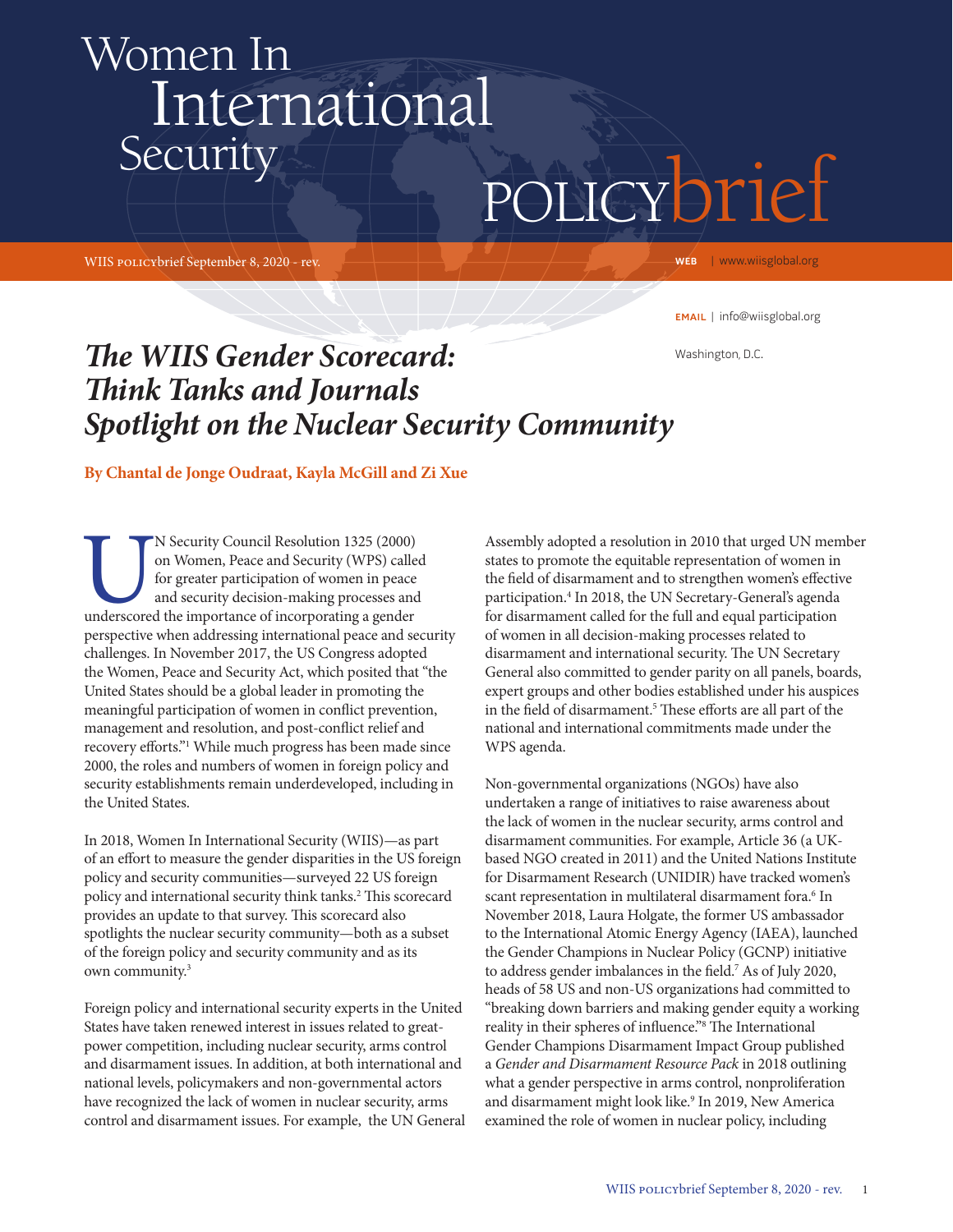# Women In International Security POLICYbrief

WIIS POLICYbrief September 8, 2020 - rev.

WEB | www.wiisglobal.org

EMAIL | info@wiisglobal.org

Washington, D.C.

## *The WIIS Gender Scorecard: Think Tanks and Journals Spotlight on the Nuclear Security Community*

**By Chantal de Jonge Oudraat, Kayla McGill and Zi Xue**

UN Security Council Resolution 1325 (2000) on Women, Peace and Security (WPS) called for greater participation of women in peace and security decision-making processes and underscored the importance of incorporating a gender perspective when addressing international peace and security challenges. In November 2017, the US Congress adopted the Women, Peace and Security Act, which posited that "the United States should be a global leader in promoting the meaningful participation of women in conflict prevention, management and resolution, and post-conflict relief and recovery efforts."[1] While much progress has been made since 2000, the roles and numbers of women in foreign policy and security establishments remain underdeveloped, including in the United States.

In 2018, Women In International Security (WIIS)—as part of an effort to measure the gender disparities in the US foreign policy and security communities—surveyed 22 US foreign policy and international security think tanks.[2] This scorecard provides an update to that survey. This scorecard also spotlights the nuclear security community—both as a subset of the foreign policy and security community and as its own community.[3]

Foreign policy and international security experts in the United States have taken renewed interest in issues related to great-power competition, including nuclear security, arms control and disarmament issues. In addition, at both international and national levels, policymakers and non-governmental actors have recognized the lack of women in nuclear security, arms control and disarmament issues. For example, the UN General Assembly adopted a resolution in 2010 that urged UN member states to promote the equitable representation of women in the field of disarmament and to strengthen women's effective participation.[4] In 2018, the UN Secretary-General's agenda for disarmament called for the full and equal participation of women in all decision-making processes related to disarmament and international security. The UN Secretary General also committed to gender parity on all panels, boards, expert groups and other bodies established under his auspices in the field of disarmament.[5] These efforts are all part of the national and international commitments made under the WPS agenda.

Non-governmental organizations (NGOs) have also undertaken a range of initiatives to raise awareness about the lack of women in the nuclear security, arms control and disarmament communities. For example, Article 36 (a UK-based NGO created in 2011) and the United Nations Institute for Disarmament Research (UNIDIR) have tracked women's scant representation in multilateral disarmament fora.[6] In November 2018, Laura Holgate, the former US ambassador to the International Atomic Energy Agency (IAEA), launched the Gender Champions in Nuclear Policy (GCNP) initiative to address gender imbalances in the field.[7] As of July 2020, heads of 58 US and non-US organizations had committed to "breaking down barriers and making gender equity a working reality in their spheres of influence."[8] The International Gender Champions Disarmament Impact Group published a *Gender and Disarmament Resource Pack* in 2018 outlining what a gender perspective in arms control, nonproliferation and disarmament might look like.[9] In 2019, New America examined the role of women in nuclear policy, including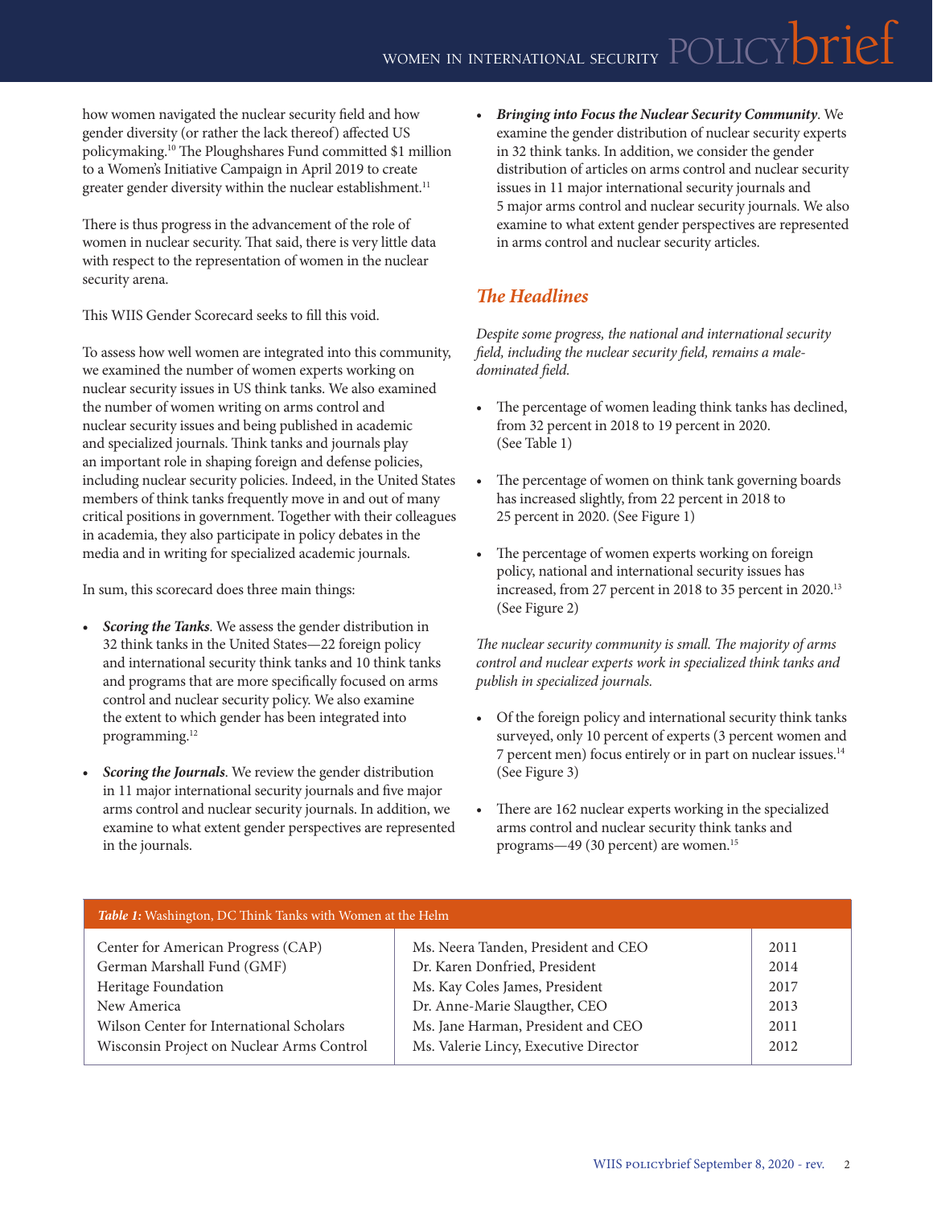how women navigated the nuclear security field and how gender diversity (or rather the lack thereof) affected US policymaking.[10] The Ploughshares Fund committed $1 million to a Women's Initiative Campaign in April 2019 to create greater gender diversity within the nuclear establishment.[11]

There is thus progress in the advancement of the role of women in nuclear security. That said, there is very little data with respect to the representation of women in the nuclear security arena.

This WIIS Gender Scorecard seeks to fill this void.

To assess how well women are integrated into this community, we examined the number of women experts working on nuclear security issues in US think tanks. We also examined the number of women writing on arms control and nuclear security issues and being published in academic and specialized journals. Think tanks and journals play an important role in shaping foreign and defense policies, including nuclear security policies. Indeed, in the United States members of think tanks frequently move in and out of many critical positions in government. Together with their colleagues in academia, they also participate in policy debates in the media and in writing for specialized academic journals.

In sum, this scorecard does three main things:

- ***Scoring the Tanks***. We assess the gender distribution in 32 think tanks in the United States—22 foreign policy and international security think tanks and 10 think tanks and programs that are more specifically focused on arms control and nuclear security policy. We also examine the extent to which gender has been integrated into programming.[12]
- ***Scoring the Journals***. We review the gender distribution in 11 major international security journals and five major arms control and nuclear security journals. In addition, we examine to what extent gender perspectives are represented in the journals.
- ***Bringing into Focus the Nuclear Security Community***. We examine the gender distribution of nuclear security experts in 32 think tanks. In addition, we consider the gender distribution of articles on arms control and nuclear security issues in 11 major international security journals and 5 major arms control and nuclear security journals. We also examine to what extent gender perspectives are represented in arms control and nuclear security articles.

## *The Headlines*

*Despite some progress, the national and international security field, including the nuclear security field, remains a male-dominated field.*

- The percentage of women leading think tanks has declined, from 32 percent in 2018 to 19 percent in 2020. (See Table 1)
- The percentage of women on think tank governing boards has increased slightly, from 22 percent in 2018 to 25 percent in 2020. (See Figure 1)
- The percentage of women experts working on foreign policy, national and international security issues has increased, from 27 percent in 2018 to 35 percent in 2020.[13] (See Figure 2)

*The nuclear security community is small. The majority of arms control and nuclear experts work in specialized think tanks and publish in specialized journals.*

- Of the foreign policy and international security think tanks surveyed, only 10 percent of experts (3 percent women and 7 percent men) focus entirely or in part on nuclear issues.[14] (See Figure 3)
- There are 162 nuclear experts working in the specialized arms control and nuclear security think tanks and programs—49 (30 percent) are women.[15]

**Table 1:** Washington, DC Think Tanks with Women at the Helm

| Think Tank | Leader | Year |
|---|---|---|
| Center for American Progress (CAP) | Ms. Neera Tanden, President and CEO | 2011 |
| German Marshall Fund (GMF) | Dr. Karen Donfried, President | 2014 |
| Heritage Foundation | Ms. Kay Coles James, President | 2017 |
| New America | Dr. Anne-Marie Slaugther, CEO | 2013 |
| Wilson Center for International Scholars | Ms. Jane Harman, President and CEO | 2011 |
| Wisconsin Project on Nuclear Arms Control | Ms. Valerie Lincy, Executive Director | 2012 |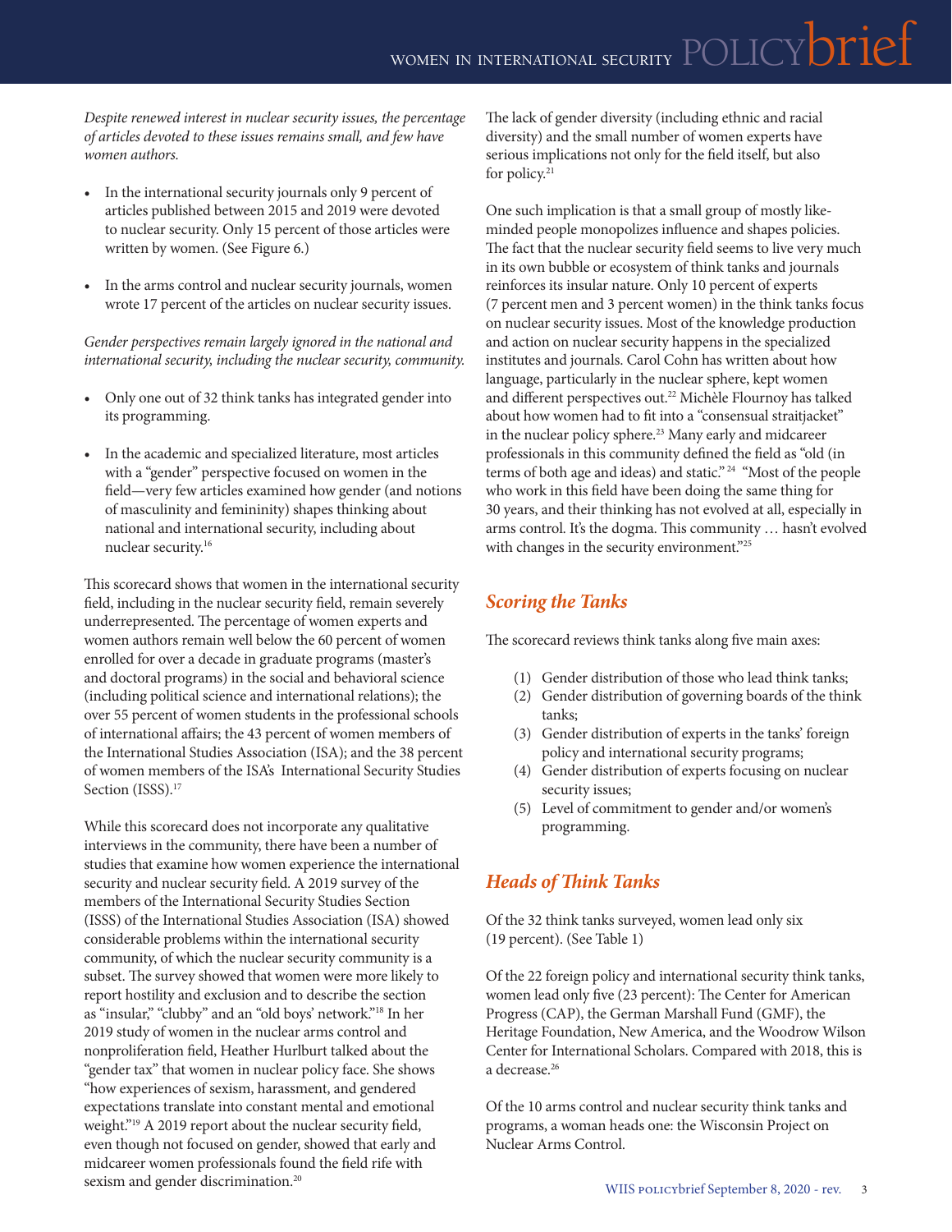*Despite renewed interest in nuclear security issues, the percentage of articles devoted to these issues remains small, and few have women authors.*

- In the international security journals only 9 percent of articles published between 2015 and 2019 were devoted to nuclear security. Only 15 percent of those articles were written by women. (See Figure 6.)
- In the arms control and nuclear security journals, women wrote 17 percent of the articles on nuclear security issues.

*Gender perspectives remain largely ignored in the national and international security, including the nuclear security, community.*

- Only one out of 32 think tanks has integrated gender into its programming.
- In the academic and specialized literature, most articles with a "gender" perspective focused on women in the field—very few articles examined how gender (and notions of masculinity and femininity) shapes thinking about national and international security, including about nuclear security.[16]

This scorecard shows that women in the international security field, including in the nuclear security field, remain severely underrepresented. The percentage of women experts and women authors remain well below the 60 percent of women enrolled for over a decade in graduate programs (master's and doctoral programs) in the social and behavioral science (including political science and international relations); the over 55 percent of women students in the professional schools of international affairs; the 43 percent of women members of the International Studies Association (ISA); and the 38 percent of women members of the ISA's International Security Studies Section (ISSS).[17]

While this scorecard does not incorporate any qualitative interviews in the community, there have been a number of studies that examine how women experience the international security and nuclear security field. A 2019 survey of the members of the International Security Studies Section (ISSS) of the International Studies Association (ISA) showed considerable problems within the international security community, of which the nuclear security community is a subset. The survey showed that women were more likely to report hostility and exclusion and to describe the section as "insular," "clubby" and an "old boys' network."[18] In her 2019 study of women in the nuclear arms control and nonproliferation field, Heather Hurlburt talked about the "gender tax" that women in nuclear policy face. She shows "how experiences of sexism, harassment, and gendered expectations translate into constant mental and emotional weight."[19] A 2019 report about the nuclear security field, even though not focused on gender, showed that early and midcareer women professionals found the field rife with sexism and gender discrimination.[20]

The lack of gender diversity (including ethnic and racial diversity) and the small number of women experts have serious implications not only for the field itself, but also for policy.[21]

One such implication is that a small group of mostly like-minded people monopolizes influence and shapes policies. The fact that the nuclear security field seems to live very much in its own bubble or ecosystem of think tanks and journals reinforces its insular nature. Only 10 percent of experts (7 percent men and 3 percent women) in the think tanks focus on nuclear security issues. Most of the knowledge production and action on nuclear security happens in the specialized institutes and journals. Carol Cohn has written about how language, particularly in the nuclear sphere, kept women and different perspectives out.[22] Michèle Flournoy has talked about how women had to fit into a "consensual straitjacket" in the nuclear policy sphere.[23] Many early and midcareer professionals in this community defined the field as "old (in terms of both age and ideas) and static."[24] "Most of the people who work in this field have been doing the same thing for 30 years, and their thinking has not evolved at all, especially in arms control. It's the dogma. This community … hasn't evolved with changes in the security environment."[25]

## *Scoring the Tanks*

The scorecard reviews think tanks along five main axes:

(1) Gender distribution of those who lead think tanks;
(2) Gender distribution of governing boards of the think tanks;
(3) Gender distribution of experts in the tanks' foreign policy and international security programs;
(4) Gender distribution of experts focusing on nuclear security issues;
(5) Level of commitment to gender and/or women's programming.

## *Heads of Think Tanks*

Of the 32 think tanks surveyed, women lead only six (19 percent). (See Table 1)

Of the 22 foreign policy and international security think tanks, women lead only five (23 percent): The Center for American Progress (CAP), the German Marshall Fund (GMF), the Heritage Foundation, New America, and the Woodrow Wilson Center for International Scholars. Compared with 2018, this is a decrease.[26]

Of the 10 arms control and nuclear security think tanks and programs, a woman heads one: the Wisconsin Project on Nuclear Arms Control.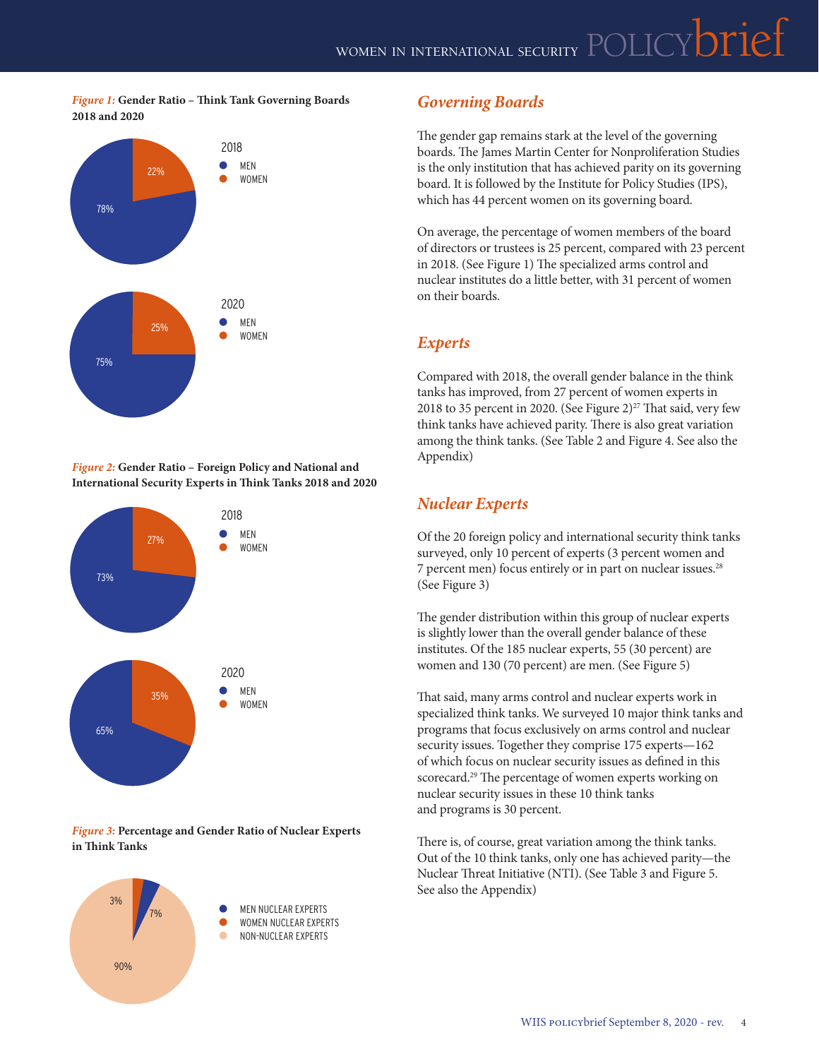*Figure 1:* **Gender Ratio – Think Tank Governing Boards 2018 and 2020**

2018
- MEN 78%
- WOMEN 22%

2020
- MEN 75%
- WOMEN 25%

*Figure 2:* **Gender Ratio – Foreign Policy and National and International Security Experts in Think Tanks 2018 and 2020**

2018
- MEN 73%
- WOMEN 27%

2020
- MEN 65%
- WOMEN 35%

*Figure 3:* **Percentage and Gender Ratio of Nuclear Experts in Think Tanks**

- MEN NUCLEAR EXPERTS 7%
- WOMEN NUCLEAR EXPERTS 3%
- NON-NUCLEAR EXPERTS 90%

## *Governing Boards*

The gender gap remains stark at the level of the governing boards. The James Martin Center for Nonproliferation Studies is the only institution that has achieved parity on its governing board. It is followed by the Institute for Policy Studies (IPS), which has 44 percent women on its governing board.

On average, the percentage of women members of the board of directors or trustees is 25 percent, compared with 23 percent in 2018. (See Figure 1) The specialized arms control and nuclear institutes do a little better, with 31 percent of women on their boards.

## *Experts*

Compared with 2018, the overall gender balance in the think tanks has improved, from 27 percent of women experts in 2018 to 35 percent in 2020. (See Figure 2)[27] That said, very few think tanks have achieved parity. There is also great variation among the think tanks. (See Table 2 and Figure 4. See also the Appendix)

## *Nuclear Experts*

Of the 20 foreign policy and international security think tanks surveyed, only 10 percent of experts (3 percent women and 7 percent men) focus entirely or in part on nuclear issues.[28] (See Figure 3)

The gender distribution within this group of nuclear experts is slightly lower than the overall gender balance of these institutes. Of the 185 nuclear experts, 55 (30 percent) are women and 130 (70 percent) are men. (See Figure 5)

That said, many arms control and nuclear experts work in specialized think tanks. We surveyed 10 major think tanks and programs that focus exclusively on arms control and nuclear security issues. Together they comprise 175 experts—162 of which focus on nuclear security issues as defined in this scorecard.[29] The percentage of women experts working on nuclear security issues in these 10 think tanks and programs is 30 percent.

There is, of course, great variation among the think tanks. Out of the 10 think tanks, only one has achieved parity—the Nuclear Threat Initiative (NTI). (See Table 3 and Figure 5. See also the Appendix)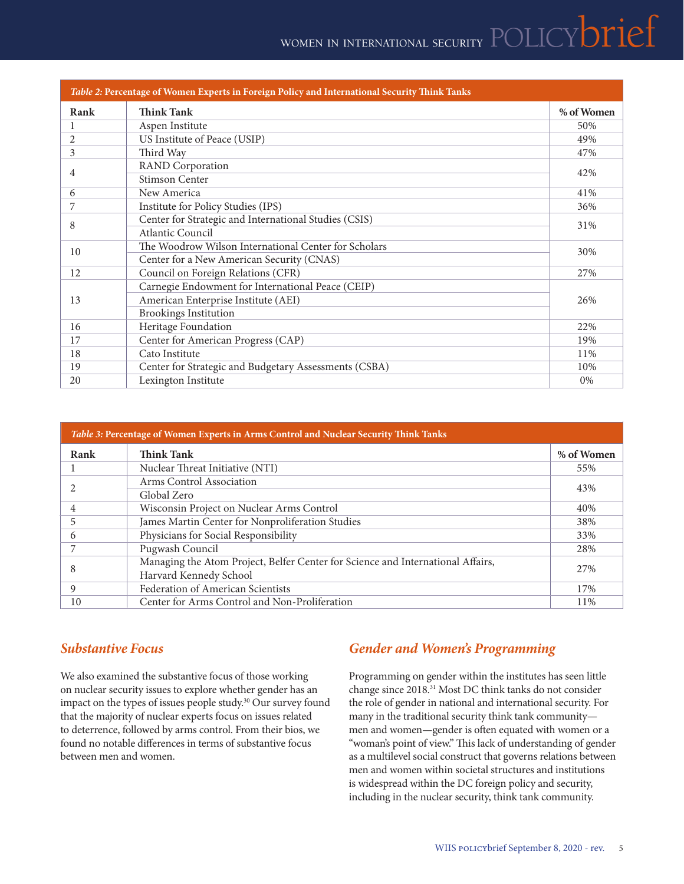| *Table 2:* **Percentage of Women Experts in Foreign Policy and International Security Think Tanks** | | |
|---|---|---|
| **Rank** | **Think Tank** | **% of Women** |
| 1 | Aspen Institute | 50% |
| 2 | US Institute of Peace (USIP) | 49% |
| 3 | Third Way | 47% |
| 4 | RAND Corporation | 42% |
| | Stimson Center | |
| 6 | New America | 41% |
| 7 | Institute for Policy Studies (IPS) | 36% |
| 8 | Center for Strategic and International Studies (CSIS) | 31% |
| | Atlantic Council | |
| 10 | The Woodrow Wilson International Center for Scholars | 30% |
| | Center for a New American Security (CNAS) | |
| 12 | Council on Foreign Relations (CFR) | 27% |
| 13 | Carnegie Endowment for International Peace (CEIP) | 26% |
| | American Enterprise Institute (AEI) | |
| | Brookings Institution | |
| 16 | Heritage Foundation | 22% |
| 17 | Center for American Progress (CAP) | 19% |
| 18 | Cato Institute | 11% |
| 19 | Center for Strategic and Budgetary Assessments (CSBA) | 10% |
| 20 | Lexington Institute | 0% |

| *Table 3:* **Percentage of Women Experts in Arms Control and Nuclear Security Think Tanks** | | |
|---|---|---|
| **Rank** | **Think Tank** | **% of Women** |
| 1 | Nuclear Threat Initiative (NTI) | 55% |
| 2 | Arms Control Association | 43% |
| | Global Zero | |
| 4 | Wisconsin Project on Nuclear Arms Control | 40% |
| 5 | James Martin Center for Nonproliferation Studies | 38% |
| 6 | Physicians for Social Responsibility | 33% |
| 7 | Pugwash Council | 28% |
| 8 | Managing the Atom Project, Belfer Center for Science and International Affairs, Harvard Kennedy School | 27% |
| 9 | Federation of American Scientists | 17% |
| 10 | Center for Arms Control and Non-Proliferation | 11% |

## *Substantive Focus*

We also examined the substantive focus of those working on nuclear security issues to explore whether gender has an impact on the types of issues people study.[30] Our survey found that the majority of nuclear experts focus on issues related to deterrence, followed by arms control. From their bios, we found no notable differences in terms of substantive focus between men and women.

## *Gender and Women's Programming*

Programming on gender within the institutes has seen little change since 2018.[31] Most DC think tanks do not consider the role of gender in national and international security. For many in the traditional security think tank community—men and women—gender is often equated with women or a "woman's point of view." This lack of understanding of gender as a multilevel social construct that governs relations between men and women within societal structures and institutions is widespread within the DC foreign policy and security, including in the nuclear security, think tank community.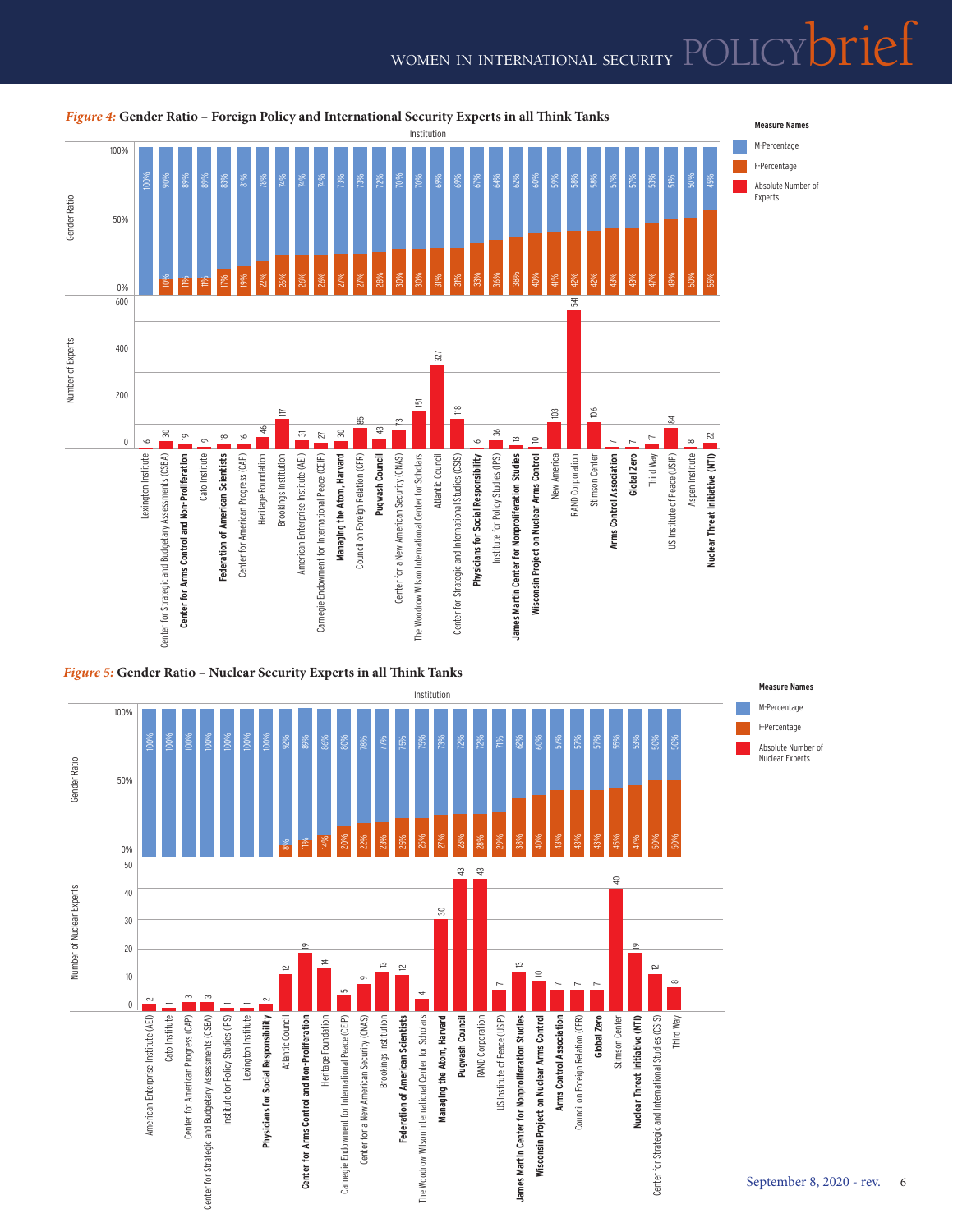*Figure 4:* **Gender Ratio – Foreign Policy and International Security Experts in all Think Tanks**

| Institution | M-Percentage | F-Percentage | Absolute Number of Experts |
|---|---|---|---|
| Lexington Institute | 100% | | 6 |
| Center for Strategic and Budgetary Assessments (CSBA) | 90% | 10% | 30 |
| **Center for Arms Control and Non-Proliferation** | 89% | 11% | 19 |
| Cato Institute | 89% | 11% | 9 |
| **Federation of American Scientists** | 83% | 17% | 18 |
| Center for American Progress (CAP) | 81% | 19% | 16 |
| Heritage Foundation | 78% | 22% | 46 |
| Brookings Institution | 74% | 26% | 117 |
| American Enterprise Institute (AEI) | 74% | 26% | 31 |
| Carnegie Endowment for International Peace (CEIP) | 74% | 26% | 27 |
| **Managing the Atom, Harvard** | 73% | 27% | 30 |
| Council on Foreign Relation (CFR) | 73% | 27% | 85 |
| **Pugwash Council** | 72% | 28% | 43 |
| Center for a New American Security (CNAS) | 70% | 30% | 73 |
| The Woodrow Wilson International Center for Scholars | 70% | 30% | 151 |
| Atlantic Council | 69% | 31% | 327 |
| Center for Strategic and International Studies (CSIS) | 69% | 31% | 118 |
| **Physicians for Social Responsibility** | 67% | 33% | 6 |
| Institute for Policy Studies (IPS) | 64% | 36% | 36 |
| **James Martin Center for Nonproliferation Studies** | 62% | 38% | 13 |
| **Wisconsin Project on Nuclear Arms Control** | 60% | 40% | 10 |
| New America | 59% | 41% | 103 |
| RAND Corporation | 58% | 42% | 541 |
| Stimson Center | 58% | 42% | 106 |
| **Arms Control Association** | 57% | 43% | 7 |
| **Global Zero** | 57% | 43% | 7 |
| Third Way | 53% | 47% | 17 |
| US Institute of Peace (USIP) | 51% | 49% | 84 |
| Aspen Institute | 50% | 50% | 8 |
| **Nuclear Threat Initiative (NTI)** | 45% | 55% | 22 |

*Figure 5:* **Gender Ratio – Nuclear Security Experts in all Think Tanks**

| Institution | M-Percentage | F-Percentage | Absolute Number of Nuclear Experts |
|---|---|---|---|
| American Enterprise Institute (AEI) | 100% | | 2 |
| Cato Institute | 100% | | 1 |
| Center for American Progress (CAP) | 100% | | 3 |
| Center for Strategic and Budgetary Assessments (CSBA) | 100% | | 3 |
| Institute for Policy Studies (IPS) | 100% | | 1 |
| Lexington Institute | 100% | | 1 |
| **Physicians for Social Responsibility** | 100% | | 2 |
| Atlantic Council | 92% | 8% | 12 |
| **Center for Arms Control and Non-Proliferation** | 89% | 11% | 19 |
| Heritage Foundation | 86% | 14% | 14 |
| Carnegie Endowment for International Peace (CEIP) | 80% | 20% | 5 |
| Center for a New American Security (CNAS) | 78% | 22% | 9 |
| Brookings Institution | 77% | 23% | 13 |
| **Federation of American Scientists** | 75% | 25% | 12 |
| The Woodrow Wilson International Center for Scholars | 75% | 25% | 4 |
| **Managing the Atom, Harvard** | 73% | 27% | 30 |
| **Pugwash Council** | 72% | 28% | 43 |
| RAND Corporation | 72% | 28% | 43 |
| US Institute of Peace (USIP) | 71% | 29% | 7 |
| **James Martin Center for Nonproliferation Studies** | 62% | 38% | 13 |
| **Wisconsin Project on Nuclear Arms Control** | 60% | 40% | 10 |
| **Arms Control Association** | 57% | 43% | 7 |
| Council on Foreign Relation (CFR) | 57% | 43% | 7 |
| **Global Zero** | 57% | 43% | 7 |
| Stimson Center | 55% | 45% | 40 |
| **Nuclear Threat Initiative (NTI)** | 53% | 47% | 19 |
| Center for Strategic and International Studies (CSIS) | 50% | 50% | 12 |
| Third Way | 50% | 50% | 8 |

September 8, 2020 - rev.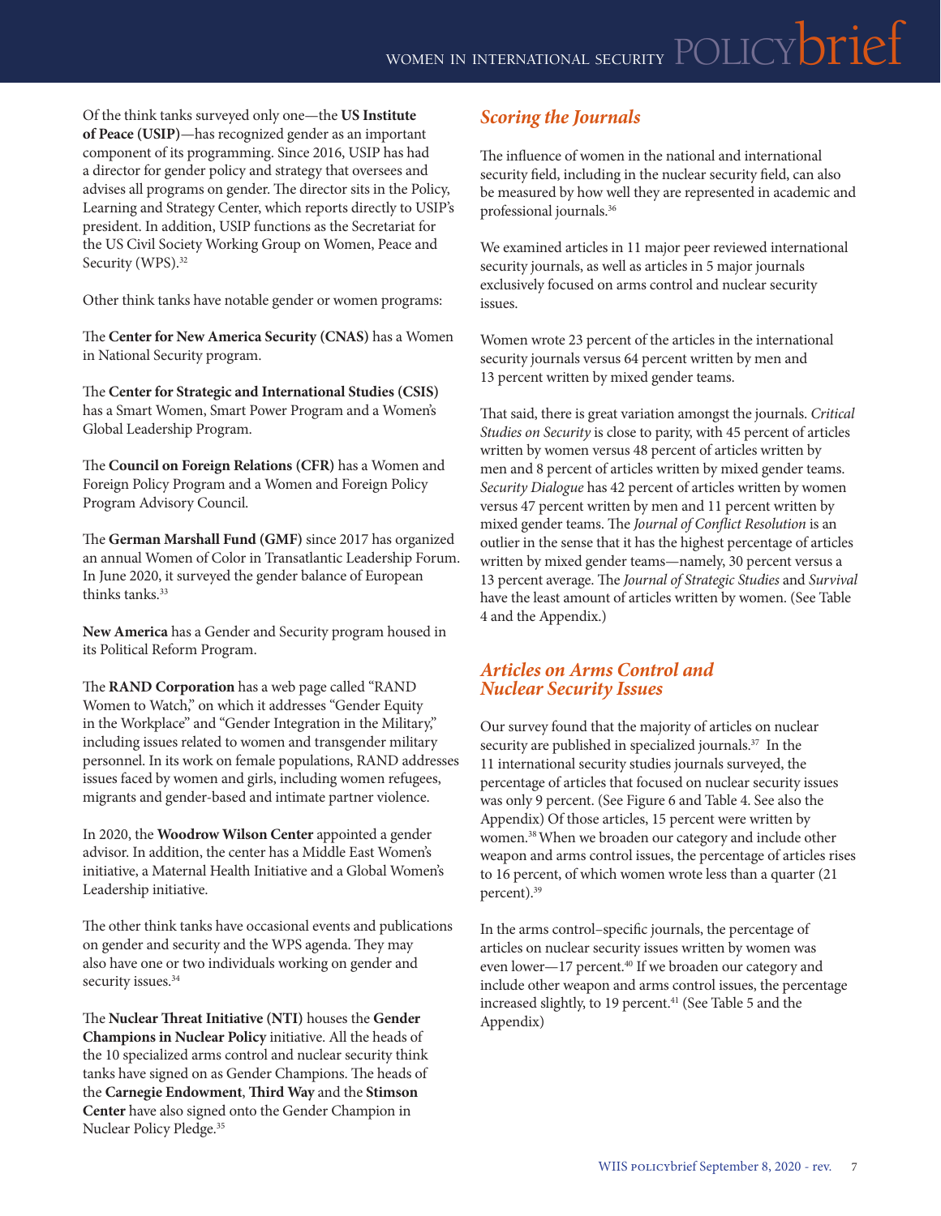Of the think tanks surveyed only one—the **US Institute of Peace (USIP)**—has recognized gender as an important component of its programming. Since 2016, USIP has had a director for gender policy and strategy that oversees and advises all programs on gender. The director sits in the Policy, Learning and Strategy Center, which reports directly to USIP's president. In addition, USIP functions as the Secretariat for the US Civil Society Working Group on Women, Peace and Security (WPS).[32]

Other think tanks have notable gender or women programs:

The **Center for New America Security (CNAS)** has a Women in National Security program.

The **Center for Strategic and International Studies (CSIS)** has a Smart Women, Smart Power Program and a Women's Global Leadership Program.

The **Council on Foreign Relations (CFR)** has a Women and Foreign Policy Program and a Women and Foreign Policy Program Advisory Council.

The **German Marshall Fund (GMF)** since 2017 has organized an annual Women of Color in Transatlantic Leadership Forum. In June 2020, it surveyed the gender balance of European thinks tanks.[33]

**New America** has a Gender and Security program housed in its Political Reform Program.

The **RAND Corporation** has a web page called "RAND Women to Watch," on which it addresses "Gender Equity in the Workplace" and "Gender Integration in the Military," including issues related to women and transgender military personnel. In its work on female populations, RAND addresses issues faced by women and girls, including women refugees, migrants and gender-based and intimate partner violence.

In 2020, the **Woodrow Wilson Center** appointed a gender advisor. In addition, the center has a Middle East Women's initiative, a Maternal Health Initiative and a Global Women's Leadership initiative.

The other think tanks have occasional events and publications on gender and security and the WPS agenda. They may also have one or two individuals working on gender and security issues.[34]

The **Nuclear Threat Initiative (NTI)** houses the **Gender Champions in Nuclear Policy** initiative. All the heads of the 10 specialized arms control and nuclear security think tanks have signed on as Gender Champions. The heads of the **Carnegie Endowment**, **Third Way** and the **Stimson Center** have also signed onto the Gender Champion in Nuclear Policy Pledge.[35]

## *Scoring the Journals*

The influence of women in the national and international security field, including in the nuclear security field, can also be measured by how well they are represented in academic and professional journals.[36]

We examined articles in 11 major peer reviewed international security journals, as well as articles in 5 major journals exclusively focused on arms control and nuclear security issues.

Women wrote 23 percent of the articles in the international security journals versus 64 percent written by men and 13 percent written by mixed gender teams.

That said, there is great variation amongst the journals. *Critical Studies on Security* is close to parity, with 45 percent of articles written by women versus 48 percent of articles written by men and 8 percent of articles written by mixed gender teams. *Security Dialogue* has 42 percent of articles written by women versus 47 percent written by men and 11 percent written by mixed gender teams. The *Journal of Conflict Resolution* is an outlier in the sense that it has the highest percentage of articles written by mixed gender teams—namely, 30 percent versus a 13 percent average. The *Journal of Strategic Studies* and *Survival* have the least amount of articles written by women. (See Table 4 and the Appendix.)

## *Articles on Arms Control and Nuclear Security Issues*

Our survey found that the majority of articles on nuclear security are published in specialized journals.[37] In the 11 international security studies journals surveyed, the percentage of articles that focused on nuclear security issues was only 9 percent. (See Figure 6 and Table 4. See also the Appendix) Of those articles, 15 percent were written by women.[38] When we broaden our category and include other weapon and arms control issues, the percentage of articles rises to 16 percent, of which women wrote less than a quarter (21 percent).[39]

In the arms control–specific journals, the percentage of articles on nuclear security issues written by women was even lower—17 percent.[40] If we broaden our category and include other weapon and arms control issues, the percentage increased slightly, to 19 percent.[41] (See Table 5 and the Appendix)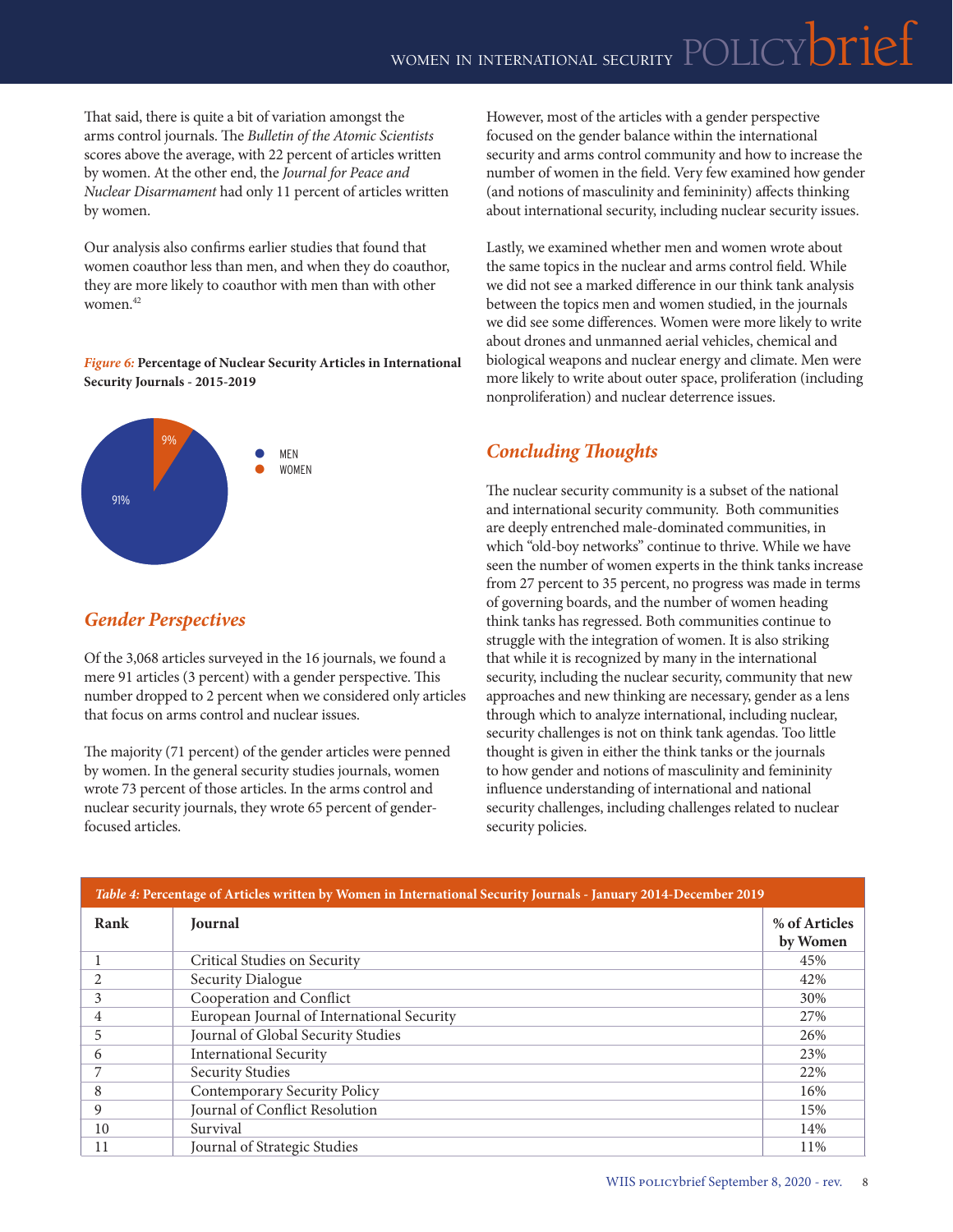That said, there is quite a bit of variation amongst the arms control journals. The *Bulletin of the Atomic Scientists* scores above the average, with 22 percent of articles written by women. At the other end, the *Journal for Peace and Nuclear Disarmament* had only 11 percent of articles written by women.

Our analysis also confirms earlier studies that found that women coauthor less than men, and when they do coauthor, they are more likely to coauthor with men than with other women.[42]

***Figure 6:*** **Percentage of Nuclear Security Articles in International Security Journals - 2015-2019**

MEN 91%
WOMEN 9%

## *Gender Perspectives*

Of the 3,068 articles surveyed in the 16 journals, we found a mere 91 articles (3 percent) with a gender perspective. This number dropped to 2 percent when we considered only articles that focus on arms control and nuclear issues.

The majority (71 percent) of the gender articles were penned by women. In the general security studies journals, women wrote 73 percent of those articles. In the arms control and nuclear security journals, they wrote 65 percent of gender-focused articles.

However, most of the articles with a gender perspective focused on the gender balance within the international security and arms control community and how to increase the number of women in the field. Very few examined how gender (and notions of masculinity and femininity) affects thinking about international security, including nuclear security issues.

Lastly, we examined whether men and women wrote about the same topics in the nuclear and arms control field. While we did not see a marked difference in our think tank analysis between the topics men and women studied, in the journals we did see some differences. Women were more likely to write about drones and unmanned aerial vehicles, chemical and biological weapons and nuclear energy and climate. Men were more likely to write about outer space, proliferation (including nonproliferation) and nuclear deterrence issues.

## *Concluding Thoughts*

The nuclear security community is a subset of the national and international security community. Both communities are deeply entrenched male-dominated communities, in which "old-boy networks" continue to thrive. While we have seen the number of women experts in the think tanks increase from 27 percent to 35 percent, no progress was made in terms of governing boards, and the number of women heading think tanks has regressed. Both communities continue to struggle with the integration of women. It is also striking that while it is recognized by many in the international security, including the nuclear security, community that new approaches and new thinking are necessary, gender as a lens through which to analyze international, including nuclear, security challenges is not on think tank agendas. Too little thought is given in either the think tanks or the journals to how gender and notions of masculinity and femininity influence understanding of international and national security challenges, including challenges related to nuclear security policies.

***Table 4:*** **Percentage of Articles written by Women in International Security Journals - January 2014-December 2019**

| Rank | Journal | % of Articles by Women |
|---|---|---|
| 1 | Critical Studies on Security | 45% |
| 2 | Security Dialogue | 42% |
| 3 | Cooperation and Conflict | 30% |
| 4 | European Journal of International Security | 27% |
| 5 | Journal of Global Security Studies | 26% |
| 6 | International Security | 23% |
| 7 | Security Studies | 22% |
| 8 | Contemporary Security Policy | 16% |
| 9 | Journal of Conflict Resolution | 15% |
| 10 | Survival | 14% |
| 11 | Journal of Strategic Studies | 11% |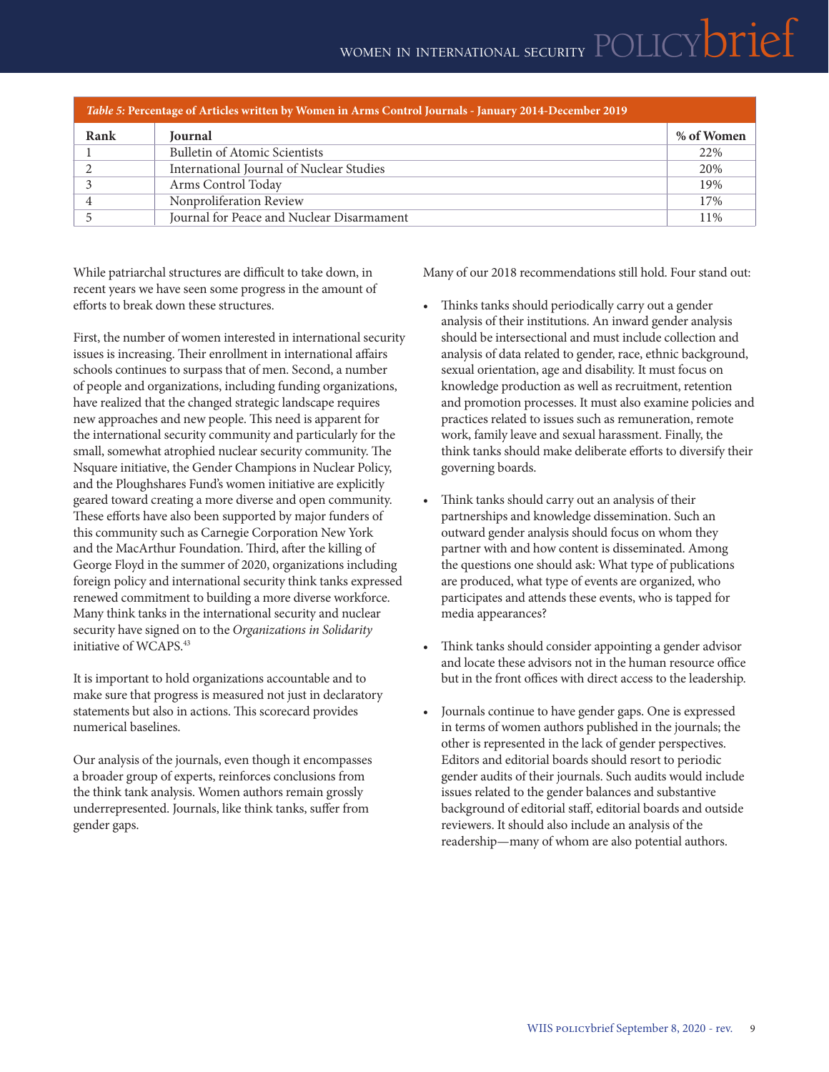| *Table 5:* **Percentage of Articles written by Women in Arms Control Journals - January 2014-December 2019** | | |
|---|---|---|
| **Rank** | **Journal** | **% of Women** |
| 1 | Bulletin of Atomic Scientists | 22% |
| 2 | International Journal of Nuclear Studies | 20% |
| 3 | Arms Control Today | 19% |
| 4 | Nonproliferation Review | 17% |
| 5 | Journal for Peace and Nuclear Disarmament | 11% |

While patriarchal structures are difficult to take down, in recent years we have seen some progress in the amount of efforts to break down these structures.

First, the number of women interested in international security issues is increasing. Their enrollment in international affairs schools continues to surpass that of men. Second, a number of people and organizations, including funding organizations, have realized that the changed strategic landscape requires new approaches and new people. This need is apparent for the international security community and particularly for the small, somewhat atrophied nuclear security community. The Nsquare initiative, the Gender Champions in Nuclear Policy, and the Ploughshares Fund's women initiative are explicitly geared toward creating a more diverse and open community. These efforts have also been supported by major funders of this community such as Carnegie Corporation New York and the MacArthur Foundation. Third, after the killing of George Floyd in the summer of 2020, organizations including foreign policy and international security think tanks expressed renewed commitment to building a more diverse workforce. Many think tanks in the international security and nuclear security have signed on to the *Organizations in Solidarity* initiative of WCAPS.[43]

It is important to hold organizations accountable and to make sure that progress is measured not just in declaratory statements but also in actions. This scorecard provides numerical baselines.

Our analysis of the journals, even though it encompasses a broader group of experts, reinforces conclusions from the think tank analysis. Women authors remain grossly underrepresented. Journals, like think tanks, suffer from gender gaps.

Many of our 2018 recommendations still hold. Four stand out:

- Thinks tanks should periodically carry out a gender analysis of their institutions. An inward gender analysis should be intersectional and must include collection and analysis of data related to gender, race, ethnic background, sexual orientation, age and disability. It must focus on knowledge production as well as recruitment, retention and promotion processes. It must also examine policies and practices related to issues such as remuneration, remote work, family leave and sexual harassment. Finally, the think tanks should make deliberate efforts to diversify their governing boards.

- Think tanks should carry out an analysis of their partnerships and knowledge dissemination. Such an outward gender analysis should focus on whom they partner with and how content is disseminated. Among the questions one should ask: What type of publications are produced, what type of events are organized, who participates and attends these events, who is tapped for media appearances?

- Think tanks should consider appointing a gender advisor and locate these advisors not in the human resource office but in the front offices with direct access to the leadership.

- Journals continue to have gender gaps. One is expressed in terms of women authors published in the journals; the other is represented in the lack of gender perspectives. Editors and editorial boards should resort to periodic gender audits of their journals. Such audits would include issues related to the gender balances and substantive background of editorial staff, editorial boards and outside reviewers. It should also include an analysis of the readership—many of whom are also potential authors.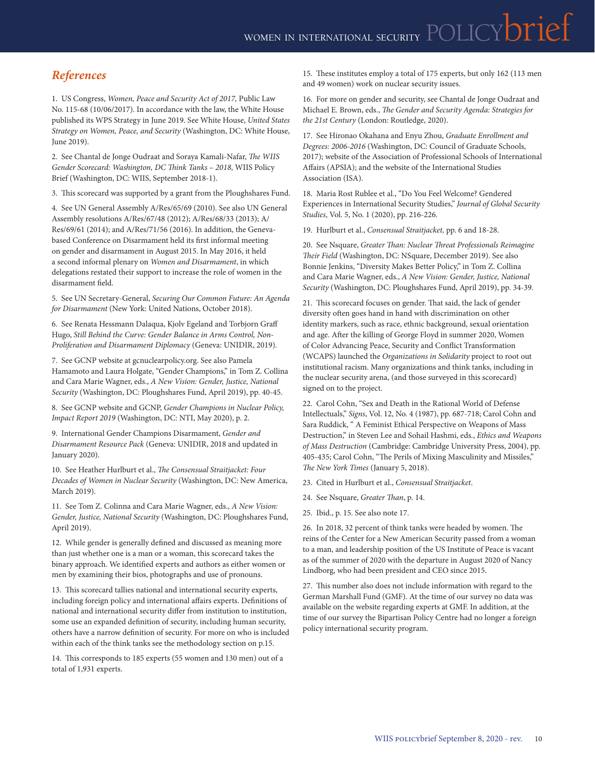## *References*

1. US Congress, *Women, Peace and Security Act of 2017,* Public Law No. 115-68 (10/06/2017). In accordance with the law, the White House published its WPS Strategy in June 2019. See White House, *United States Strategy on Women, Peace, and Security* (Washington, DC: White House, June 2019).

2. See Chantal de Jonge Oudraat and Soraya Kamali-Nafar, *The WIIS Gender Scorecard: Washington, DC Think Tanks – 2018*, WIIS Policy Brief (Washington, DC: WIIS, September 2018-1).

3. This scorecard was supported by a grant from the Ploughshares Fund.

4. See UN General Assembly A/Res/65/69 (2010). See also UN General Assembly resolutions A/Res/67/48 (2012); A/Res/68/33 (2013); A/Res/69/61 (2014); and A/Res/71/56 (2016). In addition, the Geneva-based Conference on Disarmament held its first informal meeting on gender and disarmament in August 2015. In May 2016, it held a second informal plenary on *Women and Disarmament*, in which delegations restated their support to increase the role of women in the disarmament field.

5. See UN Secretary-General, *Securing Our Common Future: An Agenda for Disarmament* (New York: United Nations, October 2018).

6. See Renata Hessmann Dalaqua, Kjolv Egeland and Torbjorn Graff Hugo, *Still Behind the Curve: Gender Balance in Arms Control, Non-Proliferation and Disarmament Diplomacy* (Geneva: UNIDIR, 2019).

7. See GCNP website at gcnuclearpolicy.org. See also Pamela Hamamoto and Laura Holgate, "Gender Champions," in Tom Z. Collina and Cara Marie Wagner, eds., *A New Vision: Gender, Justice, National Security* (Washington, DC: Ploughshares Fund, April 2019), pp. 40-45.

8. See GCNP website and GCNP, *Gender Champions in Nuclear Policy, Impact Report 2019* (Washington, DC: NTI, May 2020), p. 2.

9. International Gender Champions Disarmament, *Gender and Disarmament Resource Pack* (Geneva: UNIDIR, 2018 and updated in January 2020).

10. See Heather Hurlburt et al., *The Consensual Straitjacket: Four Decades of Women in Nuclear Security* (Washington, DC: New America, March 2019).

11. See Tom Z. Colinna and Cara Marie Wagner, eds., *A New Vision: Gender, Justice, National Security* (Washington, DC: Ploughshares Fund, April 2019).

12. While gender is generally defined and discussed as meaning more than just whether one is a man or a woman, this scorecard takes the binary approach. We identified experts and authors as either women or men by examining their bios, photographs and use of pronouns.

13. This scorecard tallies national and international security experts, including foreign policy and international affairs experts. Definitions of national and international security differ from institution to institution, some use an expanded definition of security, including human security, others have a narrow definition of security. For more on who is included within each of the think tanks see the methodology section on p.15.

14. This corresponds to 185 experts (55 women and 130 men) out of a total of 1,931 experts.

15. These institutes employ a total of 175 experts, but only 162 (113 men and 49 women) work on nuclear security issues.

16. For more on gender and security, see Chantal de Jonge Oudraat and Michael E. Brown, eds., *The Gender and Security Agenda: Strategies for the 21st Century* (London: Routledge, 2020).

17. See Hironao Okahana and Enyu Zhou, *Graduate Enrollment and Degrees: 2006-2016* (Washington, DC: Council of Graduate Schools, 2017); website of the Association of Professional Schools of International Affairs (APSIA); and the website of the International Studies Association (ISA).

18. Maria Rost Rublee et al., "Do You Feel Welcome? Gendered Experiences in International Security Studies," *Journal of Global Security Studies*, Vol. 5, No. 1 (2020), pp. 216-226.

19. Hurlburt et al., *Consensual Straitjacket,* pp. 6 and 18-28.

20. See Nsquare, *Greater Than: Nuclear Threat Professionals Reimagine Their Field* (Washington, DC: NSquare, December 2019). See also Bonnie Jenkins, "Diversity Makes Better Policy," in Tom Z. Collina and Cara Marie Wagner, eds., *A New Vision: Gender, Justice, National Security* (Washington, DC: Ploughshares Fund, April 2019), pp. 34-39.

21. This scorecard focuses on gender. That said, the lack of gender diversity often goes hand in hand with discrimination on other identity markers, such as race, ethnic background, sexual orientation and age. After the killing of George Floyd in summer 2020, Women of Color Advancing Peace, Security and Conflict Transformation (WCAPS) launched the *Organizations in Solidarity* project to root out institutional racism. Many organizations and think tanks, including in the nuclear security arena, (and those surveyed in this scorecard) signed on to the project.

22. Carol Cohn, "Sex and Death in the Rational World of Defense Intellectuals," *Signs*, Vol. 12, No. 4 (1987), pp. 687-718; Carol Cohn and Sara Ruddick, " A Feminist Ethical Perspective on Weapons of Mass Destruction," in Steven Lee and Sohail Hashmi, eds., *Ethics and Weapons of Mass Destruction* (Cambridge: Cambridge University Press, 2004), pp. 405-435; Carol Cohn, "The Perils of Mixing Masculinity and Missiles," *The New York Times* (January 5, 2018).

23. Cited in Hurlburt et al., *Consensual Straitjacket*.

24. See Nsquare, *Greater Than*, p. 14.

25. Ibid., p. 15. See also note 17.

26. In 2018, 32 percent of think tanks were headed by women. The reins of the Center for a New American Security passed from a woman to a man, and leadership position of the US Institute of Peace is vacant as of the summer of 2020 with the departure in August 2020 of Nancy Lindborg, who had been president and CEO since 2015.

27. This number also does not include information with regard to the German Marshall Fund (GMF). At the time of our survey no data was available on the website regarding experts at GMF. In addition, at the time of our survey the Bipartisan Policy Centre had no longer a foreign policy international security program.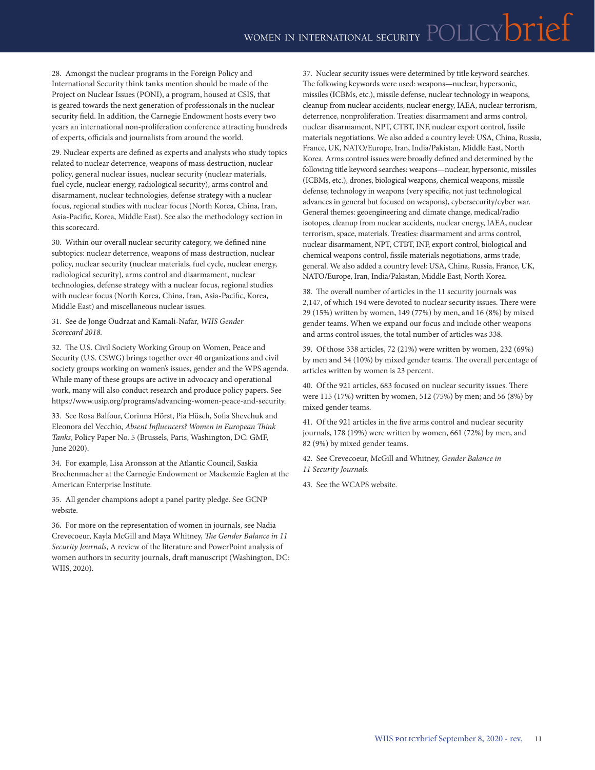28. Amongst the nuclear programs in the Foreign Policy and International Security think tanks mention should be made of the Project on Nuclear Issues (PONI), a program, housed at CSIS, that is geared towards the next generation of professionals in the nuclear security field. In addition, the Carnegie Endowment hosts every two years an international non-proliferation conference attracting hundreds of experts, officials and journalists from around the world.

29. Nuclear experts are defined as experts and analysts who study topics related to nuclear deterrence, weapons of mass destruction, nuclear policy, general nuclear issues, nuclear security (nuclear materials, fuel cycle, nuclear energy, radiological security), arms control and disarmament, nuclear technologies, defense strategy with a nuclear focus, regional studies with nuclear focus (North Korea, China, Iran, Asia-Pacific, Korea, Middle East). See also the methodology section in this scorecard.

30. Within our overall nuclear security category, we defined nine subtopics: nuclear deterrence, weapons of mass destruction, nuclear policy, nuclear security (nuclear materials, fuel cycle, nuclear energy, radiological security), arms control and disarmament, nuclear technologies, defense strategy with a nuclear focus, regional studies with nuclear focus (North Korea, China, Iran, Asia-Pacific, Korea, Middle East) and miscellaneous nuclear issues.

31. See de Jonge Oudraat and Kamali-Nafar, *WIIS Gender Scorecard 2018.*

32. The U.S. Civil Society Working Group on Women, Peace and Security (U.S. CSWG) brings together over 40 organizations and civil society groups working on women's issues, gender and the WPS agenda. While many of these groups are active in advocacy and operational work, many will also conduct research and produce policy papers. See https://www.usip.org/programs/advancing-women-peace-and-security.

33. See Rosa Balfour, Corinna Hörst, Pia Hüsch, Sofia Shevchuk and Eleonora del Vecchio, *Absent Influencers? Women in European Think Tanks*, Policy Paper No. 5 (Brussels, Paris, Washington, DC: GMF, June 2020).

34. For example, Lisa Aronsson at the Atlantic Council, Saskia Brechenmacher at the Carnegie Endowment or Mackenzie Eaglen at the American Enterprise Institute.

35. All gender champions adopt a panel parity pledge. See GCNP website.

36. For more on the representation of women in journals, see Nadia Crevecoeur, Kayla McGill and Maya Whitney, *The Gender Balance in 11 Security Journals*, A review of the literature and PowerPoint analysis of women authors in security journals, draft manuscript (Washington, DC: WIIS, 2020).

37. Nuclear security issues were determined by title keyword searches. The following keywords were used: weapons—nuclear, hypersonic, missiles (ICBMs, etc.), missile defense, nuclear technology in weapons, cleanup from nuclear accidents, nuclear energy, IAEA, nuclear terrorism, deterrence, nonproliferation. Treaties: disarmament and arms control, nuclear disarmament, NPT, CTBT, INF, nuclear export control, fissile materials negotiations. We also added a country level: USA, China, Russia, France, UK, NATO/Europe, Iran, India/Pakistan, Middle East, North Korea. Arms control issues were broadly defined and determined by the following title keyword searches: weapons—nuclear, hypersonic, missiles (ICBMs, etc.), drones, biological weapons, chemical weapons, missile defense, technology in weapons (very specific, not just technological advances in general but focused on weapons), cybersecurity/cyber war. General themes: geoengineering and climate change, medical/radio isotopes, cleanup from nuclear accidents, nuclear energy, IAEA, nuclear terrorism, space, materials. Treaties: disarmament and arms control, nuclear disarmament, NPT, CTBT, INF, export control, biological and chemical weapons control, fissile materials negotiations, arms trade, general. We also added a country level: USA, China, Russia, France, UK, NATO/Europe, Iran, India/Pakistan, Middle East, North Korea.

38. The overall number of articles in the 11 security journals was 2,147, of which 194 were devoted to nuclear security issues. There were 29 (15%) written by women, 149 (77%) by men, and 16 (8%) by mixed gender teams. When we expand our focus and include other weapons and arms control issues, the total number of articles was 338.

39. Of those 338 articles, 72 (21%) were written by women, 232 (69%) by men and 34 (10%) by mixed gender teams. The overall percentage of articles written by women is 23 percent.

40. Of the 921 articles, 683 focused on nuclear security issues. There were 115 (17%) written by women, 512 (75%) by men; and 56 (8%) by mixed gender teams.

41. Of the 921 articles in the five arms control and nuclear security journals, 178 (19%) were written by women, 661 (72%) by men, and 82 (9%) by mixed gender teams.

42. See Crevecoeur, McGill and Whitney, *Gender Balance in 11 Security Journals.*

43. See the WCAPS website.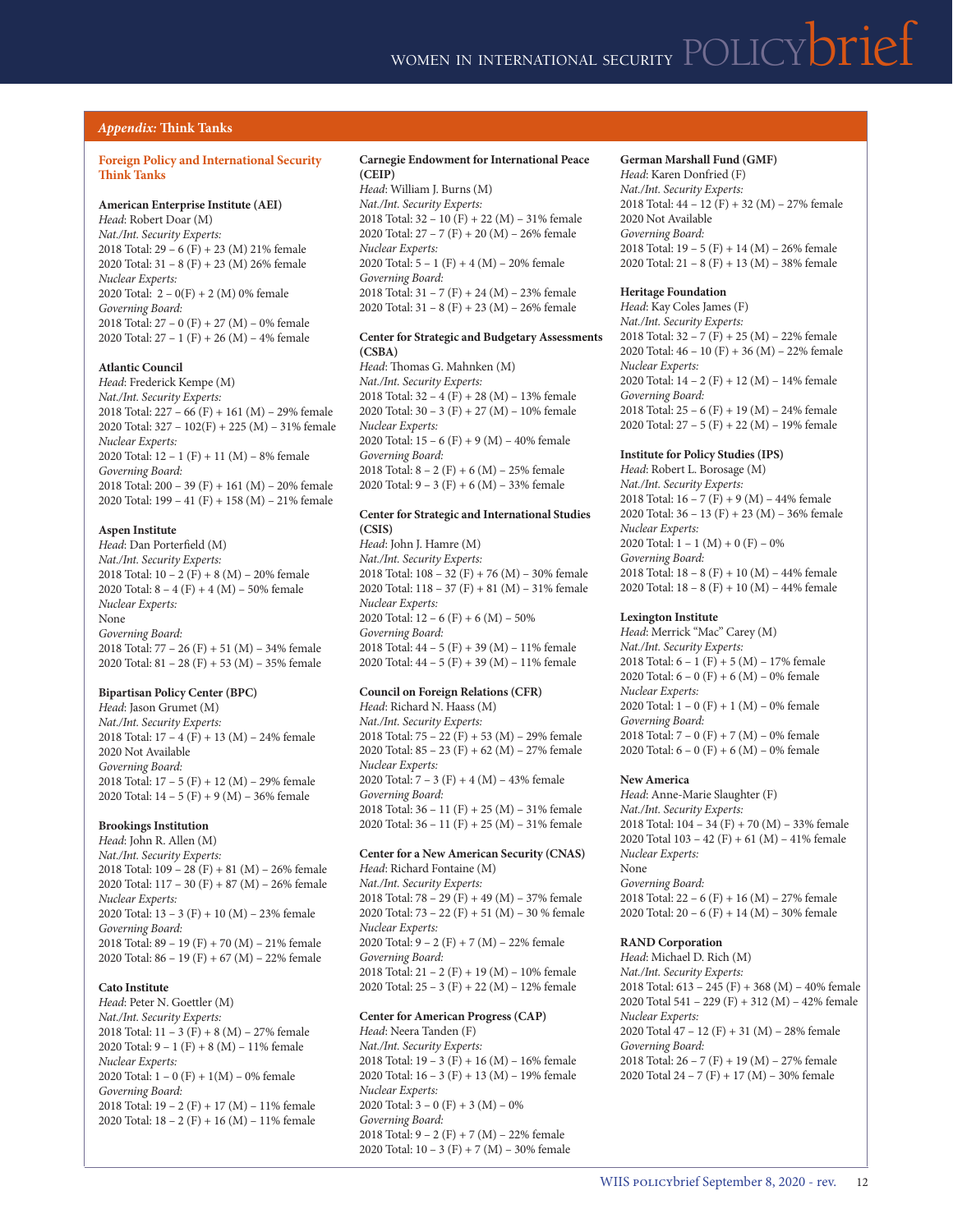## *Appendix:* Think Tanks

### Foreign Policy and International Security Think Tanks

**American Enterprise Institute (AEI)**
*Head*: Robert Doar (M)
*Nat./Int. Security Experts:*
2018 Total: 29 – 6 (F) + 23 (M) 21% female
2020 Total: 31 – 8 (F) + 23 (M) 26% female
*Nuclear Experts:*
2020 Total: 2 – 0(F) + 2 (M) 0% female
*Governing Board:*
2018 Total: 27 – 0 (F) + 27 (M) – 0% female
2020 Total: 27 – 1 (F) + 26 (M) – 4% female

**Atlantic Council**
*Head*: Frederick Kempe (M)
*Nat./Int. Security Experts:*
2018 Total: 227 – 66 (F) + 161 (M) – 29% female
2020 Total: 327 – 102(F) + 225 (M) – 31% female
*Nuclear Experts:*
2020 Total: 12 – 1 (F) + 11 (M) – 8% female
*Governing Board:*
2018 Total: 200 – 39 (F) + 161 (M) – 20% female
2020 Total: 199 – 41 (F) + 158 (M) – 21% female

**Aspen Institute**
*Head*: Dan Porterfield (M)
*Nat./Int. Security Experts:*
2018 Total: 10 – 2 (F) + 8 (M) – 20% female
2020 Total: 8 – 4 (F) + 4 (M) – 50% female
*Nuclear Experts:*
None
*Governing Board:*
2018 Total: 77 – 26 (F) + 51 (M) – 34% female
2020 Total: 81 – 28 (F) + 53 (M) – 35% female

**Bipartisan Policy Center (BPC)**
*Head*: Jason Grumet (M)
*Nat./Int. Security Experts:*
2018 Total: 17 – 4 (F) + 13 (M) – 24% female
2020 Not Available
*Governing Board:*
2018 Total: 17 – 5 (F) + 12 (M) – 29% female
2020 Total: 14 – 5 (F) + 9 (M) – 36% female

**Brookings Institution**
*Head*: John R. Allen (M)
*Nat./Int. Security Experts:*
2018 Total: 109 – 28 (F) + 81 (M) – 26% female
2020 Total: 117 – 30 (F) + 87 (M) – 26% female
*Nuclear Experts:*
2020 Total: 13 – 3 (F) + 10 (M) – 23% female
*Governing Board:*
2018 Total: 89 – 19 (F) + 70 (M) – 21% female
2020 Total: 86 – 19 (F) + 67 (M) – 22% female

**Cato Institute**
*Head*: Peter N. Goettler (M)
*Nat./Int. Security Experts:*
2018 Total: 11 – 3 (F) + 8 (M) – 27% female
2020 Total: 9 – 1 (F) + 8 (M) – 11% female
*Nuclear Experts:*
2020 Total: 1 – 0 (F) + 1(M) – 0% female
*Governing Board:*
2018 Total: 19 – 2 (F) + 17 (M) – 11% female
2020 Total: 18 – 2 (F) + 16 (M) – 11% female

**Carnegie Endowment for International Peace (CEIP)**
*Head*: William J. Burns (M)
*Nat./Int. Security Experts:*
2018 Total: 32 – 10 (F) + 22 (M) – 31% female
2020 Total: 27 – 7 (F) + 20 (M) – 26% female
*Nuclear Experts:*
2020 Total: 5 – 1 (F) + 4 (M) – 20% female
*Governing Board:*
2018 Total: 31 – 7 (F) + 24 (M) – 23% female
2020 Total: 31 – 8 (F) + 23 (M) – 26% female

**Center for Strategic and Budgetary Assessments (CSBA)**
*Head*: Thomas G. Mahnken (M)
*Nat./Int. Security Experts:*
2018 Total: 32 – 4 (F) + 28 (M) – 13% female
2020 Total: 30 – 3 (F) + 27 (M) – 10% female
*Nuclear Experts:*
2020 Total: 15 – 6 (F) + 9 (M) – 40% female
*Governing Board:*
2018 Total: 8 – 2 (F) + 6 (M) – 25% female
2020 Total: 9 – 3 (F) + 6 (M) – 33% female

**Center for Strategic and International Studies (CSIS)**
*Head*: John J. Hamre (M)
*Nat./Int. Security Experts:*
2018 Total: 108 – 32 (F) + 76 (M) – 30% female
2020 Total: 118 – 37 (F) + 81 (M) – 31% female
*Nuclear Experts:*
2020 Total: 12 – 6 (F) + 6 (M) – 50%
*Governing Board:*
2018 Total: 44 – 5 (F) + 39 (M) – 11% female
2020 Total: 44 – 5 (F) + 39 (M) – 11% female

**Council on Foreign Relations (CFR)**
*Head*: Richard N. Haass (M)
*Nat./Int. Security Experts:*
2018 Total: 75 – 22 (F) + 53 (M) – 29% female
2020 Total: 85 – 23 (F) + 62 (M) – 27% female
*Nuclear Experts:*
2020 Total: 7 – 3 (F) + 4 (M) – 43% female
*Governing Board:*
2018 Total: 36 – 11 (F) + 25 (M) – 31% female
2020 Total: 36 – 11 (F) + 25 (M) – 31% female

**Center for a New American Security (CNAS)**
*Head*: Richard Fontaine (M)
*Nat./Int. Security Experts:*
2018 Total: 78 – 29 (F) + 49 (M) – 37% female
2020 Total: 73 – 22 (F) + 51 (M) – 30 % female
*Nuclear Experts:*
2020 Total: 9 – 2 (F) + 7 (M) – 22% female
*Governing Board:*
2018 Total: 21 – 2 (F) + 19 (M) – 10% female
2020 Total: 25 – 3 (F) + 22 (M) – 12% female

**Center for American Progress (CAP)**
*Head*: Neera Tanden (F)
*Nat./Int. Security Experts:*
2018 Total: 19 – 3 (F) + 16 (M) – 16% female
2020 Total: 16 – 3 (F) + 13 (M) – 19% female
*Nuclear Experts:*
2020 Total: 3 – 0 (F) + 3 (M) – 0%
*Governing Board:*
2018 Total: 9 – 2 (F) + 7 (M) – 22% female
2020 Total: 10 – 3 (F) + 7 (M) – 30% female

**German Marshall Fund (GMF)**
*Head*: Karen Donfried (F)
*Nat./Int. Security Experts:*
2018 Total: 44 – 12 (F) + 32 (M) – 27% female
2020 Not Available
*Governing Board:*
2018 Total: 19 – 5 (F) + 14 (M) – 26% female
2020 Total: 21 – 8 (F) + 13 (M) – 38% female

**Heritage Foundation**
*Head*: Kay Coles James (F)
*Nat./Int. Security Experts:*
2018 Total: 32 – 7 (F) + 25 (M) – 22% female
2020 Total: 46 – 10 (F) + 36 (M) – 22% female
*Nuclear Experts:*
2020 Total: 14 – 2 (F) + 12 (M) – 14% female
*Governing Board:*
2018 Total: 25 – 6 (F) + 19 (M) – 24% female
2020 Total: 27 – 5 (F) + 22 (M) – 19% female

**Institute for Policy Studies (IPS)**
*Head*: Robert L. Borosage (M)
*Nat./Int. Security Experts:*
2018 Total: 16 – 7 (F) + 9 (M) – 44% female
2020 Total: 36 – 13 (F) + 23 (M) – 36% female
*Nuclear Experts:*
2020 Total: 1 – 1 (M) + 0 (F) – 0%
*Governing Board:*
2018 Total: 18 – 8 (F) + 10 (M) – 44% female
2020 Total: 18 – 8 (F) + 10 (M) – 44% female

**Lexington Institute**
*Head*: Merrick "Mac" Carey (M)
*Nat./Int. Security Experts:*
2018 Total: 6 – 1 (F) + 5 (M) – 17% female
2020 Total: 6 – 0 (F) + 6 (M) – 0% female
*Nuclear Experts:*
2020 Total: 1 – 0 (F) + 1 (M) – 0% female
*Governing Board:*
2018 Total: 7 – 0 (F) + 7 (M) – 0% female
2020 Total: 6 – 0 (F) + 6 (M) – 0% female

**New America**
*Head*: Anne-Marie Slaughter (F)
*Nat./Int. Security Experts:*
2018 Total: 104 – 34 (F) + 70 (M) – 33% female
2020 Total 103 – 42 (F) + 61 (M) – 41% female
*Nuclear Experts:*
None
*Governing Board:*
2018 Total: 22 – 6 (F) + 16 (M) – 27% female
2020 Total: 20 – 6 (F) + 14 (M) – 30% female

**RAND Corporation**
*Head*: Michael D. Rich (M)
*Nat./Int. Security Experts:*
2018 Total: 613 – 245 (F) + 368 (M) – 40% female
2020 Total 541 – 229 (F) + 312 (M) – 42% female
*Nuclear Experts:*
2020 Total 47 – 12 (F) + 31 (M) – 28% female
*Governing Board:*
2018 Total: 26 – 7 (F) + 19 (M) – 27% female
2020 Total 24 – 7 (F) + 17 (M) – 30% female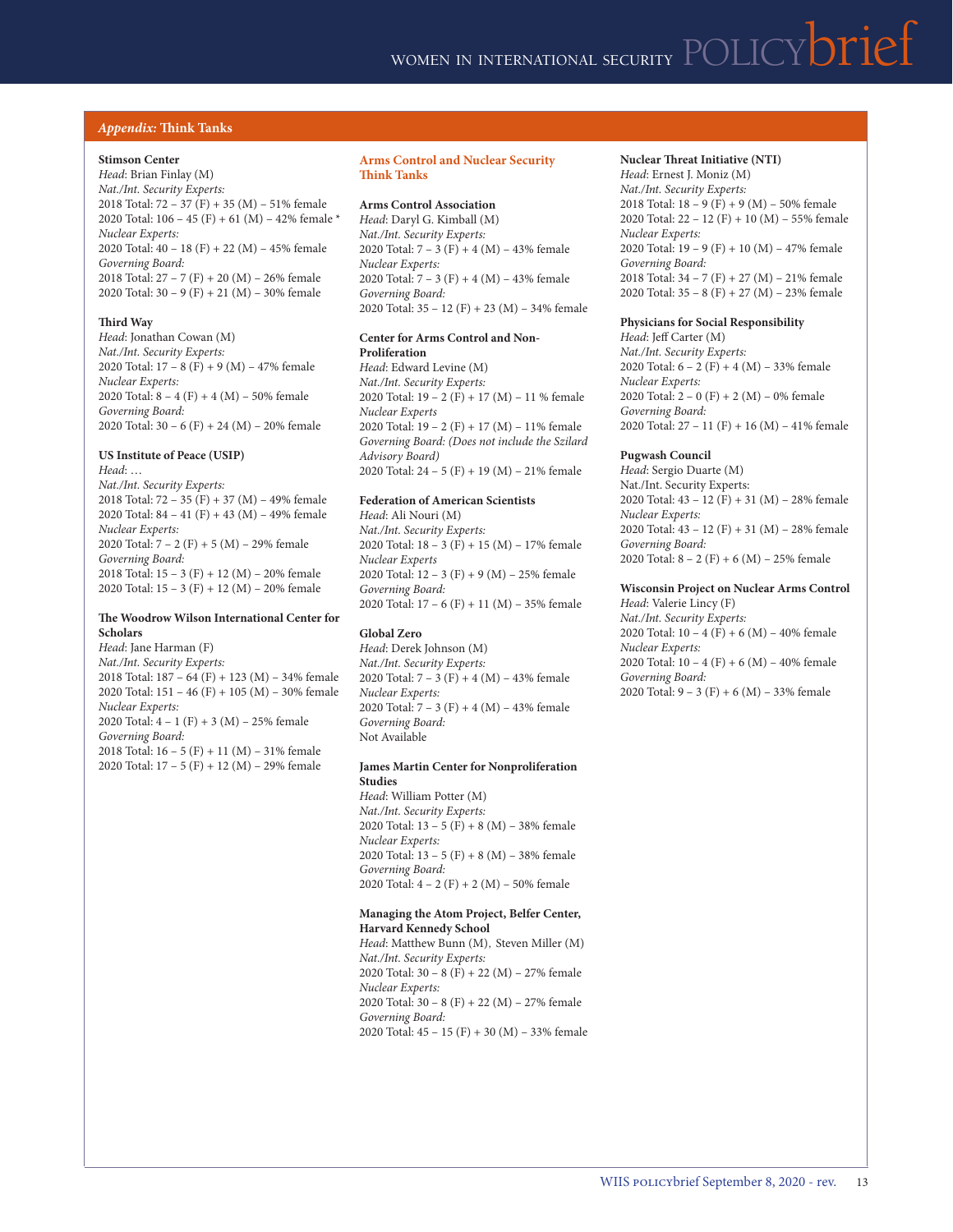## *Appendix:* Think Tanks

**Stimson Center**
*Head*: Brian Finlay (M)
*Nat./Int. Security Experts:*
2018 Total: 72 – 37 (F) + 35 (M) – 51% female
2020 Total: 106 – 45 (F) + 61 (M) – 42% female *
*Nuclear Experts:*
2020 Total: 40 – 18 (F) + 22 (M) – 45% female
*Governing Board:*
2018 Total: 27 – 7 (F) + 20 (M) – 26% female
2020 Total: 30 – 9 (F) + 21 (M) – 30% female

**Third Way**
*Head*: Jonathan Cowan (M)
*Nat./Int. Security Experts:*
2020 Total: 17 – 8 (F) + 9 (M) – 47% female
*Nuclear Experts:*
2020 Total: 8 – 4 (F) + 4 (M) – 50% female
*Governing Board:*
2020 Total: 30 – 6 (F) + 24 (M) – 20% female

**US Institute of Peace (USIP)**
*Head*: …
*Nat./Int. Security Experts:*
2018 Total: 72 – 35 (F) + 37 (M) – 49% female
2020 Total: 84 – 41 (F) + 43 (M) – 49% female
*Nuclear Experts:*
2020 Total: 7 – 2 (F) + 5 (M) – 29% female
*Governing Board:*
2018 Total: 15 – 3 (F) + 12 (M) – 20% female
2020 Total: 15 – 3 (F) + 12 (M) – 20% female

**The Woodrow Wilson International Center for Scholars**
*Head*: Jane Harman (F)
*Nat./Int. Security Experts:*
2018 Total: 187 – 64 (F) + 123 (M) – 34% female
2020 Total: 151 – 46 (F) + 105 (M) – 30% female
*Nuclear Experts:*
2020 Total: 4 – 1 (F) + 3 (M) – 25% female
*Governing Board:*
2018 Total: 16 – 5 (F) + 11 (M) – 31% female
2020 Total: 17 – 5 (F) + 12 (M) – 29% female

### Arms Control and Nuclear Security Think Tanks

**Arms Control Association**
*Head*: Daryl G. Kimball (M)
*Nat./Int. Security Experts:*
2020 Total: 7 – 3 (F) + 4 (M) – 43% female
*Nuclear Experts:*
2020 Total: 7 – 3 (F) + 4 (M) – 43% female
*Governing Board:*
2020 Total: 35 – 12 (F) + 23 (M) – 34% female

**Center for Arms Control and Non-Proliferation**
*Head*: Edward Levine (M)
*Nat./Int. Security Experts:*
2020 Total: 19 – 2 (F) + 17 (M) – 11 % female
*Nuclear Experts*
2020 Total: 19 – 2 (F) + 17 (M) – 11% female
*Governing Board: (Does not include the Szilard Advisory Board)*
2020 Total: 24 – 5 (F) + 19 (M) – 21% female

**Federation of American Scientists**
*Head*: Ali Nouri (M)
*Nat./Int. Security Experts:*
2020 Total: 18 – 3 (F) + 15 (M) – 17% female
*Nuclear Experts*
2020 Total: 12 – 3 (F) + 9 (M) – 25% female
*Governing Board:*
2020 Total: 17 – 6 (F) + 11 (M) – 35% female

**Global Zero**
*Head*: Derek Johnson (M)
*Nat./Int. Security Experts:*
2020 Total: 7 – 3 (F) + 4 (M) – 43% female
*Nuclear Experts:*
2020 Total: 7 – 3 (F) + 4 (M) – 43% female
*Governing Board:*
Not Available

**James Martin Center for Nonproliferation Studies**
*Head*: William Potter (M)
*Nat./Int. Security Experts:*
2020 Total: 13 – 5 (F) + 8 (M) – 38% female
*Nuclear Experts:*
2020 Total: 13 – 5 (F) + 8 (M) – 38% female
*Governing Board:*
2020 Total: 4 – 2 (F) + 2 (M) – 50% female

**Managing the Atom Project, Belfer Center, Harvard Kennedy School**
*Head*: Matthew Bunn (M), Steven Miller (M)
*Nat./Int. Security Experts:*
2020 Total: 30 – 8 (F) + 22 (M) – 27% female
*Nuclear Experts:*
2020 Total: 30 – 8 (F) + 22 (M) – 27% female
*Governing Board:*
2020 Total: 45 – 15 (F) + 30 (M) – 33% female

**Nuclear Threat Initiative (NTI)**
*Head*: Ernest J. Moniz (M)
*Nat./Int. Security Experts:*
2018 Total: 18 – 9 (F) + 9 (M) – 50% female
2020 Total: 22 – 12 (F) + 10 (M) – 55% female
*Nuclear Experts:*
2020 Total: 19 – 9 (F) + 10 (M) – 47% female
*Governing Board:*
2018 Total: 34 – 7 (F) + 27 (M) – 21% female
2020 Total: 35 – 8 (F) + 27 (M) – 23% female

**Physicians for Social Responsibility**
*Head*: Jeff Carter (M)
*Nat./Int. Security Experts:*
2020 Total: 6 – 2 (F) + 4 (M) – 33% female
*Nuclear Experts:*
2020 Total: 2 – 0 (F) + 2 (M) – 0% female
*Governing Board:*
2020 Total: 27 – 11 (F) + 16 (M) – 41% female

**Pugwash Council**
*Head*: Sergio Duarte (M)
Nat./Int. Security Experts:
2020 Total: 43 – 12 (F) + 31 (M) – 28% female
*Nuclear Experts:*
2020 Total: 43 – 12 (F) + 31 (M) – 28% female
*Governing Board:*
2020 Total: 8 – 2 (F) + 6 (M) – 25% female

**Wisconsin Project on Nuclear Arms Control**
*Head*: Valerie Lincy (F)
*Nat./Int. Security Experts:*
2020 Total: 10 – 4 (F) + 6 (M) – 40% female
*Nuclear Experts:*
2020 Total: 10 – 4 (F) + 6 (M) – 40% female
*Governing Board:*
2020 Total: 9 – 3 (F) + 6 (M) – 33% female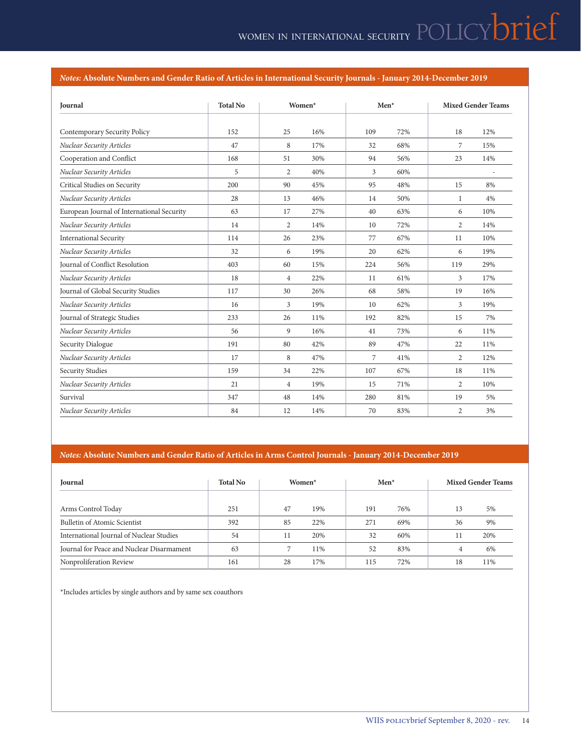***Notes:* Absolute Numbers and Gender Ratio of Articles in International Security Journals - January 2014-December 2019**

| Journal | Total No | Women* | | Men* | | Mixed Gender Teams | |
|---|---|---|---|---|---|---|---|
| Contemporary Security Policy | 152 | 25 | 16% | 109 | 72% | 18 | 12% |
| *Nuclear Security Articles* | 47 | 8 | 17% | 32 | 68% | 7 | 15% |
| Cooperation and Conflict | 168 | 51 | 30% | 94 | 56% | 23 | 14% |
| *Nuclear Security Articles* | 5 | 2 | 40% | 3 | 60% | | - |
| Critical Studies on Security | 200 | 90 | 45% | 95 | 48% | 15 | 8% |
| *Nuclear Security Articles* | 28 | 13 | 46% | 14 | 50% | 1 | 4% |
| European Journal of International Security | 63 | 17 | 27% | 40 | 63% | 6 | 10% |
| *Nuclear Security Articles* | 14 | 2 | 14% | 10 | 72% | 2 | 14% |
| International Security | 114 | 26 | 23% | 77 | 67% | 11 | 10% |
| *Nuclear Security Articles* | 32 | 6 | 19% | 20 | 62% | 6 | 19% |
| Journal of Conflict Resolution | 403 | 60 | 15% | 224 | 56% | 119 | 29% |
| *Nuclear Security Articles* | 18 | 4 | 22% | 11 | 61% | 3 | 17% |
| Journal of Global Security Studies | 117 | 30 | 26% | 68 | 58% | 19 | 16% |
| *Nuclear Security Articles* | 16 | 3 | 19% | 10 | 62% | 3 | 19% |
| Journal of Strategic Studies | 233 | 26 | 11% | 192 | 82% | 15 | 7% |
| *Nuclear Security Articles* | 56 | 9 | 16% | 41 | 73% | 6 | 11% |
| Security Dialogue | 191 | 80 | 42% | 89 | 47% | 22 | 11% |
| *Nuclear Security Articles* | 17 | 8 | 47% | 7 | 41% | 2 | 12% |
| Security Studies | 159 | 34 | 22% | 107 | 67% | 18 | 11% |
| *Nuclear Security Articles* | 21 | 4 | 19% | 15 | 71% | 2 | 10% |
| Survival | 347 | 48 | 14% | 280 | 81% | 19 | 5% |
| *Nuclear Security Articles* | 84 | 12 | 14% | 70 | 83% | 2 | 3% |

***Notes:* Absolute Numbers and Gender Ratio of Articles in Arms Control Journals - January 2014-December 2019**

| Journal | Total No | Women* | | Men* | | Mixed Gender Teams | |
|---|---|---|---|---|---|---|---|
| Arms Control Today | 251 | 47 | 19% | 191 | 76% | 13 | 5% |
| Bulletin of Atomic Scientist | 392 | 85 | 22% | 271 | 69% | 36 | 9% |
| International Journal of Nuclear Studies | 54 | 11 | 20% | 32 | 60% | 11 | 20% |
| Journal for Peace and Nuclear Disarmament | 63 | 7 | 11% | 52 | 83% | 4 | 6% |
| Nonproliferation Review | 161 | 28 | 17% | 115 | 72% | 18 | 11% |

*Includes articles by single authors and by same sex coauthors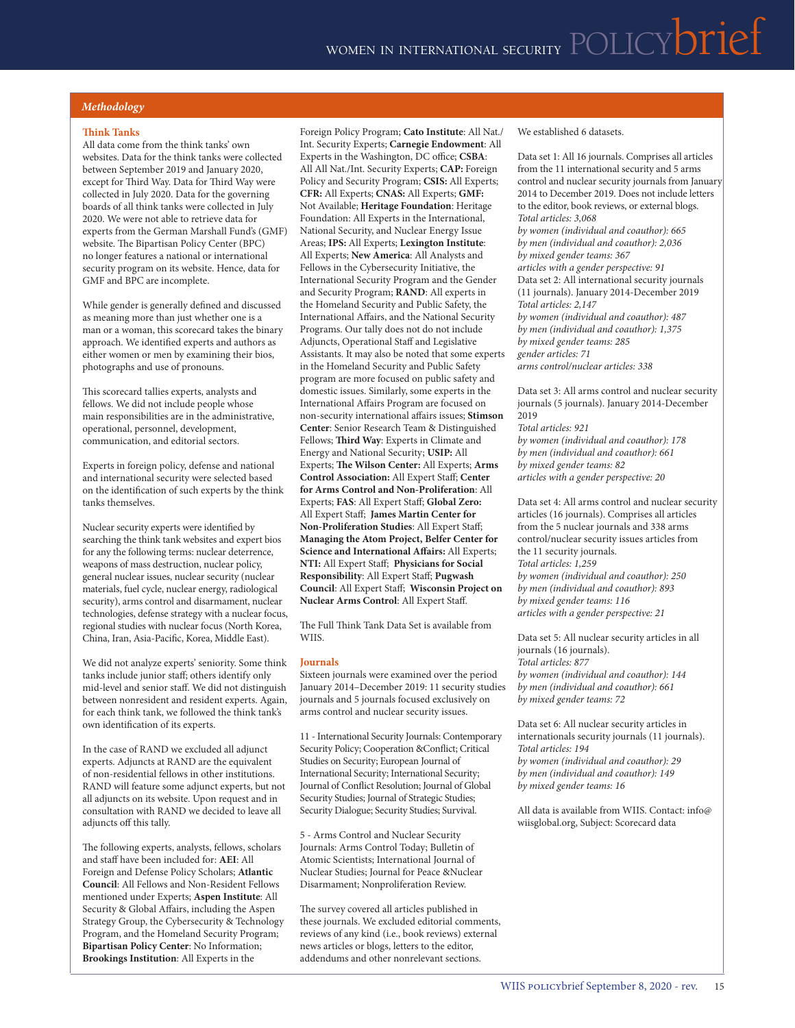## Methodology

### Think Tanks

All data come from the think tanks' own websites. Data for the think tanks were collected between September 2019 and January 2020, except for Third Way. Data for Third Way were collected in July 2020. Data for the governing boards of all think tanks were collected in July 2020. We were not able to retrieve data for experts from the German Marshall Fund's (GMF) website. The Bipartisan Policy Center (BPC) no longer features a national or international security program on its website. Hence, data for GMF and BPC are incomplete.

While gender is generally defined and discussed as meaning more than just whether one is a man or a woman, this scorecard takes the binary approach. We identified experts and authors as either women or men by examining their bios, photographs and use of pronouns.

This scorecard tallies experts, analysts and fellows. We did not include people whose main responsibilities are in the administrative, operational, personnel, development, communication, and editorial sectors.

Experts in foreign policy, defense and national and international security were selected based on the identification of such experts by the think tanks themselves.

Nuclear security experts were identified by searching the think tank websites and expert bios for any the following terms: nuclear deterrence, weapons of mass destruction, nuclear policy, general nuclear issues, nuclear security (nuclear materials, fuel cycle, nuclear energy, radiological security), arms control and disarmament, nuclear technologies, defense strategy with a nuclear focus, regional studies with nuclear focus (North Korea, China, Iran, Asia-Pacific, Korea, Middle East).

We did not analyze experts' seniority. Some think tanks include junior staff; others identify only mid-level and senior staff. We did not distinguish between nonresident and resident experts. Again, for each think tank, we followed the think tank's own identification of its experts.

In the case of RAND we excluded all adjunct experts. Adjuncts at RAND are the equivalent of non-residential fellows in other institutions. RAND will feature some adjunct experts, but not all adjuncts on its website. Upon request and in consultation with RAND we decided to leave all adjuncts off this tally.

The following experts, analysts, fellows, scholars and staff have been included for: **AEI**: All Foreign and Defense Policy Scholars; **Atlantic Council**: All Fellows and Non-Resident Fellows mentioned under Experts; **Aspen Institute**: All Security & Global Affairs, including the Aspen Strategy Group, the Cybersecurity & Technology Program, and the Homeland Security Program; **Bipartisan Policy Center**: No Information; **Brookings Institution**: All Experts in the Foreign Policy Program; **Cato Institute**: All Nat./Int. Security Experts; **Carnegie Endowment**: All Experts in the Washington, DC office; **CSBA**: All All Nat./Int. Security Experts; **CAP:** Foreign Policy and Security Program; **CSIS:** All Experts; **CFR:** All Experts; **CNAS:** All Experts; **GMF:** Not Available; **Heritage Foundation**: Heritage Foundation: All Experts in the International, National Security, and Nuclear Energy Issue Areas; **IPS:** All Experts; **Lexington Institute**: All Experts; **New America**: All Analysts and Fellows in the Cybersecurity Initiative, the International Security Program and the Gender and Security Program; **RAND**: All experts in the Homeland Security and Public Safety, the International Affairs, and the National Security Programs. Our tally does not do not include Adjuncts, Operational Staff and Legislative Assistants. It may also be noted that some experts in the Homeland Security and Public Safety program are more focused on public safety and domestic issues. Similarly, some experts in the International Affairs Program are focused on non-security international affairs issues; **Stimson Center**: Senior Research Team & Distinguished Fellows; **Third Way**: Experts in Climate and Energy and National Security; **USIP:** All Experts; **The Wilson Center:** All Experts; **Arms Control Association:** All Expert Staff; **Center for Arms Control and Non-Proliferation**: All Experts; **FAS**: All Expert Staff; **Global Zero:** All Expert Staff; **James Martin Center for Non-Proliferation Studies**: All Expert Staff; **Managing the Atom Project, Belfer Center for Science and International Affairs:** All Experts; **NTI:** All Expert Staff; **Physicians for Social Responsibility**: All Expert Staff; **Pugwash Council**: All Expert Staff; **Wisconsin Project on Nuclear Arms Control**: All Expert Staff.

The Full Think Tank Data Set is available from WIIS.

### Journals

Sixteen journals were examined over the period January 2014–December 2019: 11 security studies journals and 5 journals focused exclusively on arms control and nuclear security issues.

11 - International Security Journals: Contemporary Security Policy; Cooperation &Conflict; Critical Studies on Security; European Journal of International Security; International Security; Journal of Conflict Resolution; Journal of Global Security Studies; Journal of Strategic Studies; Security Dialogue; Security Studies; Survival.

5 - Arms Control and Nuclear Security Journals: Arms Control Today; Bulletin of Atomic Scientists; International Journal of Nuclear Studies; Journal for Peace &Nuclear Disarmament; Nonproliferation Review.

The survey covered all articles published in these journals. We excluded editorial comments, reviews of any kind (i.e., book reviews) external news articles or blogs, letters to the editor, addendums and other nonrelevant sections.

We established 6 datasets.

Data set 1: All 16 journals. Comprises all articles from the 11 international security and 5 arms control and nuclear security journals from January 2014 to December 2019. Does not include letters to the editor, book reviews, or external blogs.
*Total articles: 3,068*
*by women (individual and coauthor): 665*
*by men (individual and coauthor): 2,036*
*by mixed gender teams: 367*
*articles with a gender perspective: 91*

Data set 2: All international security journals (11 journals). January 2014-December 2019
*Total articles: 2,147*
*by women (individual and coauthor): 487*
*by men (individual and coauthor): 1,375*
*by mixed gender teams: 285*
*gender articles: 71*
*arms control/nuclear articles: 338*

Data set 3: All arms control and nuclear security journals (5 journals). January 2014-December 2019
*Total articles: 921*
*by women (individual and coauthor): 178*
*by men (individual and coauthor): 661*
*by mixed gender teams: 82*
*articles with a gender perspective: 20*

Data set 4: All arms control and nuclear security articles (16 journals). Comprises all articles from the 5 nuclear journals and 338 arms control/nuclear security issues articles from the 11 security journals.
*Total articles: 1,259*
*by women (individual and coauthor): 250*
*by men (individual and coauthor): 893*
*by mixed gender teams: 116*
*articles with a gender perspective: 21*

Data set 5: All nuclear security articles in all journals (16 journals).
*Total articles: 877*
*by women (individual and coauthor): 144*
*by men (individual and coauthor): 661*
*by mixed gender teams: 72*

Data set 6: All nuclear security articles in internationals security journals (11 journals).
*Total articles: 194*
*by women (individual and coauthor): 29*
*by men (individual and coauthor): 149*
*by mixed gender teams: 16*

All data is available from WIIS. Contact: info@wiisglobal.org, Subject: Scorecard data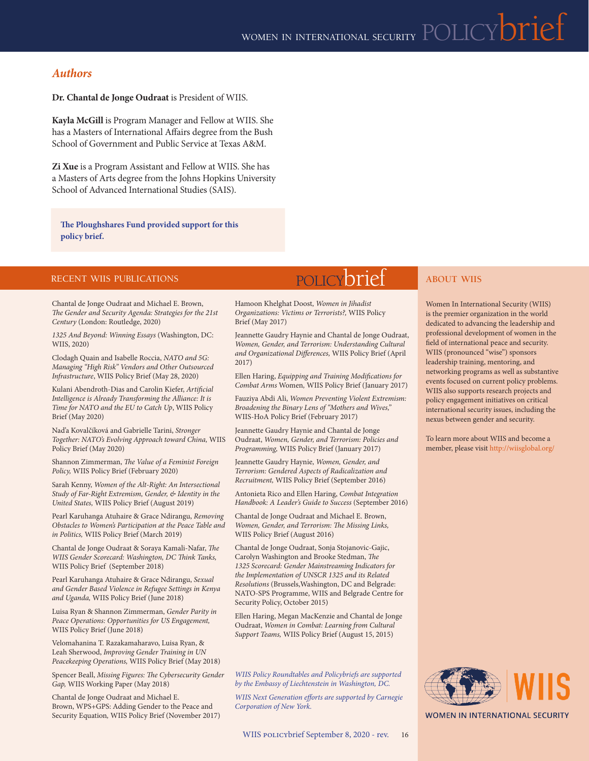## Authors

**Dr. Chantal de Jonge Oudraat** is President of WIIS.

**Kayla McGill** is Program Manager and Fellow at WIIS. She has a Masters of International Affairs degree from the Bush School of Government and Public Service at Texas A&M.

**Zi Xue** is a Program Assistant and Fellow at WIIS. She has a Masters of Arts degree from the Johns Hopkins University School of Advanced International Studies (SAIS).

**The Ploughshares Fund provided support for this policy brief.**

## RECENT WIIS PUBLICATIONS

Chantal de Jonge Oudraat and Michael E. Brown, *The Gender and Security Agenda: Strategies for the 21st Century* (London: Routledge, 2020)

*1325 And Beyond: Winning Essays* (Washington, DC: WIIS, 2020)

Clodagh Quain and Isabelle Roccia, *NATO and 5G: Managing "High Risk" Vendors and Other Outsourced Infrastructure*, WIIS Policy Brief (May 28, 2020)

Kulani Abendroth-Dias and Carolin Kiefer, *Artificial Intelligence is Already Transforming the Alliance: It is Time for NATO and the EU to Catch Up*, WIIS Policy Brief (May 2020)

Naďa Kovalčíková and Gabrielle Tarini, *Stronger Together: NATO's Evolving Approach toward China,* WIIS Policy Brief (May 2020)

Shannon Zimmerman, *The Value of a Feminist Foreign Policy,* WIIS Policy Brief (February 2020)

Sarah Kenny, *Women of the Alt-Right: An Intersectional Study of Far-Right Extremism, Gender, & Identity in the United States,* WIIS Policy Brief (August 2019)

Pearl Karuhanga Atuhaire & Grace Ndirangu, *Removing Obstacles to Women's Participation at the Peace Table and in Politics,* WIIS Policy Brief (March 2019)

Chantal de Jonge Oudraat & Soraya Kamali-Nafar, *The WIIS Gender Scorecard: Washington, DC Think Tanks,* WIIS Policy Brief (September 2018)

Pearl Karuhanga Atuhaire & Grace Ndirangu, *Sexual and Gender Based Violence in Refugee Settings in Kenya and Uganda,* WIIS Policy Brief (June 2018)

Luisa Ryan & Shannon Zimmerman, *Gender Parity in Peace Operations: Opportunities for US Engagement,* WIIS Policy Brief (June 2018)

Velomahanina T. Razakamaharavo, Luisa Ryan, & Leah Sherwood, *Improving Gender Training in UN Peacekeeping Operations,* WIIS Policy Brief (May 2018)

Spencer Beall, *Missing Figures: The Cybersecurity Gender Gap,* WIIS Working Paper (May 2018)

Chantal de Jonge Oudraat and Michael E. Brown, WPS+GPS: Adding Gender to the Peace and Security Equation, WIIS Policy Brief (November 2017)

Hamoon Khelghat Doost, *Women in Jihadist Organizations: Victims or Terrorists?,* WIIS Policy Brief (May 2017)

Jeannette Gaudry Haynie and Chantal de Jonge Oudraat, *Women, Gender, and Terrorism: Understanding Cultural and Organizational Differences,* WIIS Policy Brief (April 2017)

Ellen Haring, *Equipping and Training Modifications for Combat Arms* Women, WIIS Policy Brief (January 2017)

Fauziya Abdi Ali, *Women Preventing Violent Extremism: Broadening the Binary Lens of "Mothers and Wives,"* WIIS-HoA Policy Brief (February 2017)

Jeannette Gaudry Haynie and Chantal de Jonge Oudraat, *Women, Gender, and Terrorism: Policies and Programming,* WIIS Policy Brief (January 2017)

Jeannette Gaudry Haynie, *Women, Gender, and Terrorism: Gendered Aspects of Radicalization and Recruitment,* WIIS Policy Brief (September 2016)

Antonieta Rico and Ellen Haring, *Combat Integration Handbook: A Leader's Guide to Success* (September 2016)

Chantal de Jonge Oudraat and Michael E. Brown, *Women, Gender, and Terrorism: The Missing Links,* WIIS Policy Brief (August 2016)

Chantal de Jonge Oudraat, Sonja Stojanovic-Gajic, Carolyn Washington and Brooke Stedman, *The 1325 Scorecard: Gender Mainstreaming Indicators for the Implementation of UNSCR 1325 and its Related Resolutions* (Brussels,Washington, DC and Belgrade: NATO-SPS Programme, WIIS and Belgrade Centre for Security Policy, October 2015)

Ellen Haring, Megan MacKenzie and Chantal de Jonge Oudraat, *Women in Combat: Learning from Cultural Support Teams,* WIIS Policy Brief (August 15, 2015)

*WIIS Policy Roundtables and Policybriefs are supported by the Embassy of Liechtenstein in Washington, DC.*

*WIIS Next Generation efforts are supported by Carnegie Corporation of New York.*

## ABOUT WIIS

Women In International Security (WIIS) is the premier organization in the world dedicated to advancing the leadership and professional development of women in the field of international peace and security. WIIS (pronounced "wise") sponsors leadership training, mentoring, and networking programs as well as substantive events focused on current policy problems. WIIS also supports research projects and policy engagement initiatives on critical international security issues, including the nexus between gender and security.

To learn more about WIIS and become a member, please visit http://wiisglobal.org/

WIIS

WOMEN IN INTERNATIONAL SECURITY